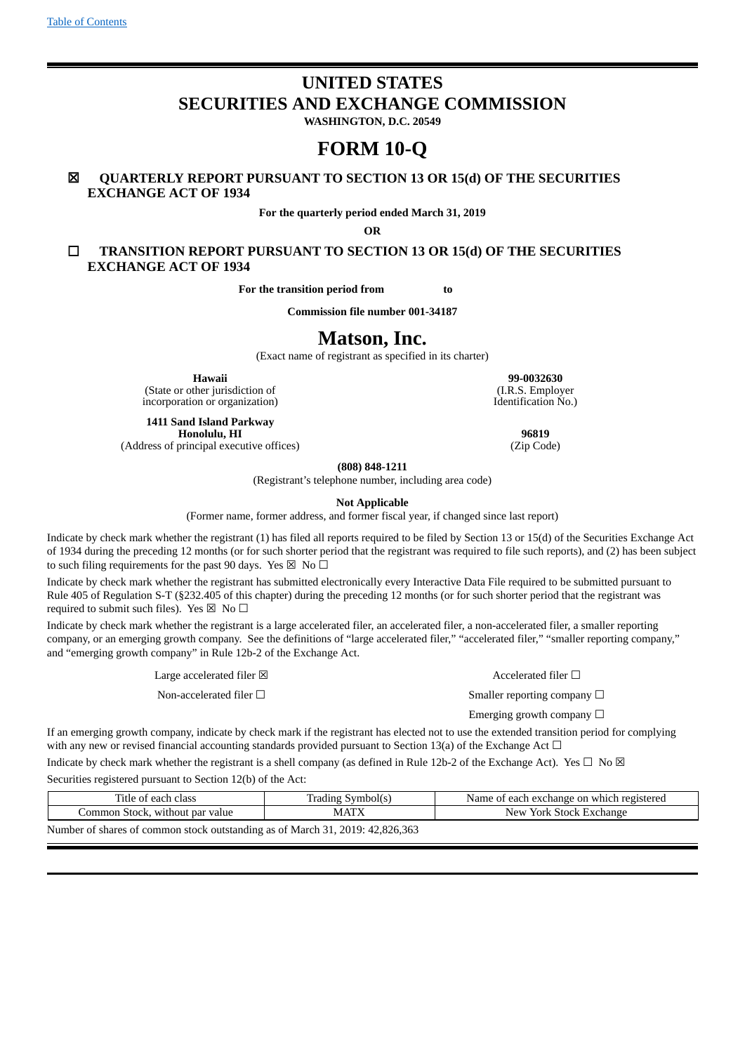[Table of Contents](#)

# UNITED STATES
# SECURITIES AND EXCHANGE COMMISSION

**WASHINGTON, D.C. 20549**

# FORM 10-Q

☒ **QUARTERLY REPORT PURSUANT TO SECTION 13 OR 15(d) OF THE SECURITIES EXCHANGE ACT OF 1934**

**For the quarterly period ended March 31, 2019**

**OR**

☐ **TRANSITION REPORT PURSUANT TO SECTION 13 OR 15(d) OF THE SECURITIES EXCHANGE ACT OF 1934**

**For the transition period from to**

**Commission file number 001-34187**

# Matson, Inc.

(Exact name of registrant as specified in its charter)

| | |
|---|---|
| **Hawaii**<br>(State or other jurisdiction of incorporation or organization) | **99-0032630**<br>(I.R.S. Employer Identification No.) |
| **1411 Sand Island Parkway**<br>**Honolulu, HI**<br>(Address of principal executive offices) | **96819**<br>(Zip Code) |

**(808) 848-1211**

(Registrant's telephone number, including area code)

**Not Applicable**

(Former name, former address, and former fiscal year, if changed since last report)

Indicate by check mark whether the registrant (1) has filed all reports required to be filed by Section 13 or 15(d) of the Securities Exchange Act of 1934 during the preceding 12 months (or for such shorter period that the registrant was required to file such reports), and (2) has been subject to such filing requirements for the past 90 days. Yes ☒ No ☐

Indicate by check mark whether the registrant has submitted electronically every Interactive Data File required to be submitted pursuant to Rule 405 of Regulation S-T (§232.405 of this chapter) during the preceding 12 months (or for such shorter period that the registrant was required to submit such files). Yes ☒ No ☐

Indicate by check mark whether the registrant is a large accelerated filer, an accelerated filer, a non-accelerated filer, a smaller reporting company, or an emerging growth company. See the definitions of "large accelerated filer," "accelerated filer," "smaller reporting company," and "emerging growth company" in Rule 12b-2 of the Exchange Act.

| | |
|---|---|
| Large accelerated filer ☒ | Accelerated filer ☐ |
| Non-accelerated filer ☐ | Smaller reporting company ☐ |
| | Emerging growth company ☐ |

If an emerging growth company, indicate by check mark if the registrant has elected not to use the extended transition period for complying with any new or revised financial accounting standards provided pursuant to Section 13(a) of the Exchange Act ☐

Indicate by check mark whether the registrant is a shell company (as defined in Rule 12b-2 of the Exchange Act). Yes ☐ No ☒

Securities registered pursuant to Section 12(b) of the Act:

| Title of each class | Trading Symbol(s) | Name of each exchange on which registered |
|---|---|---|
| Common Stock, without par value | MATX | New York Stock Exchange |

Number of shares of common stock outstanding as of March 31, 2019: 42,826,363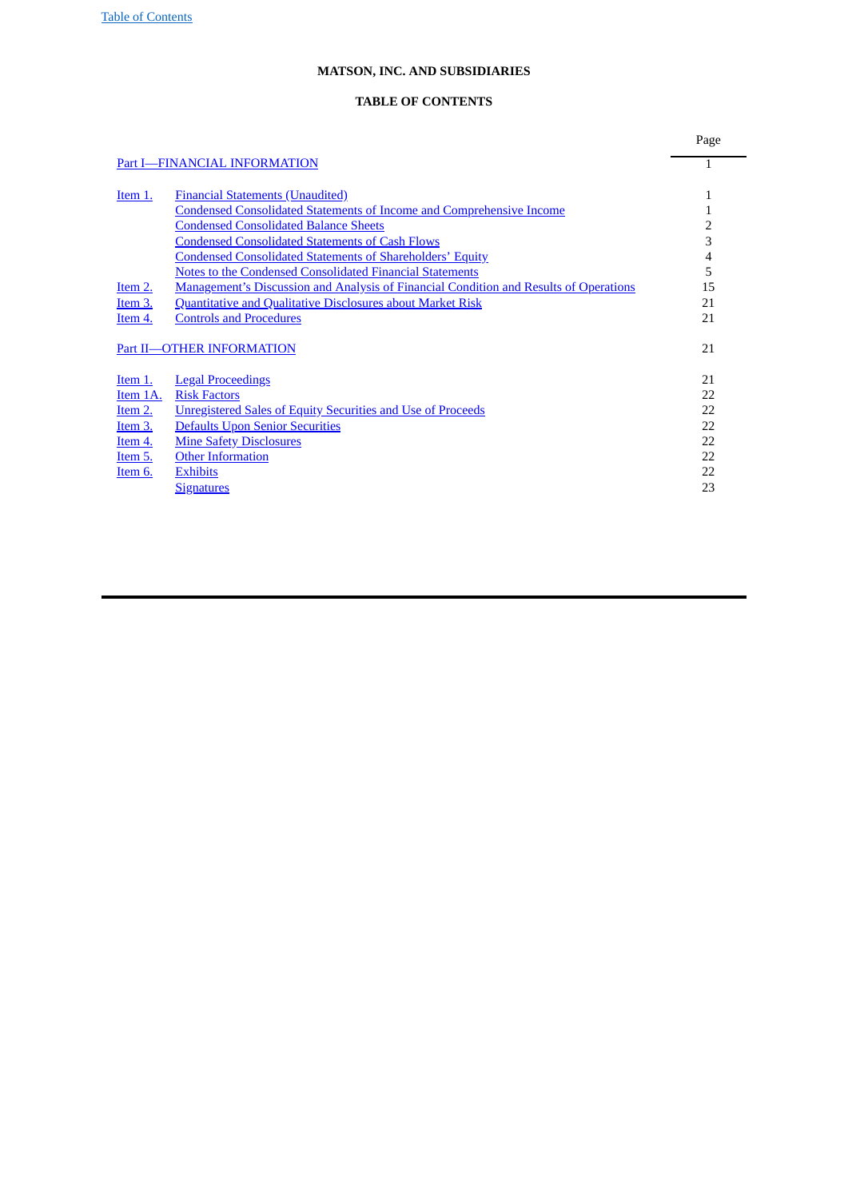**MATSON, INC. AND SUBSIDIARIES**

**TABLE OF CONTENTS**

| | | Page |
|---|---|---|
| Part I—FINANCIAL INFORMATION | | 1 |
| Item 1. | Financial Statements (Unaudited) | 1 |
| | Condensed Consolidated Statements of Income and Comprehensive Income | 1 |
| | Condensed Consolidated Balance Sheets | 2 |
| | Condensed Consolidated Statements of Cash Flows | 3 |
| | Condensed Consolidated Statements of Shareholders' Equity | 4 |
| | Notes to the Condensed Consolidated Financial Statements | 5 |
| Item 2. | Management's Discussion and Analysis of Financial Condition and Results of Operations | 15 |
| Item 3. | Quantitative and Qualitative Disclosures about Market Risk | 21 |
| Item 4. | Controls and Procedures | 21 |
| Part II—OTHER INFORMATION | | 21 |
| Item 1. | Legal Proceedings | 21 |
| Item 1A. | Risk Factors | 22 |
| Item 2. | Unregistered Sales of Equity Securities and Use of Proceeds | 22 |
| Item 3. | Defaults Upon Senior Securities | 22 |
| Item 4. | Mine Safety Disclosures | 22 |
| Item 5. | Other Information | 22 |
| Item 6. | Exhibits | 22 |
| | Signatures | 23 |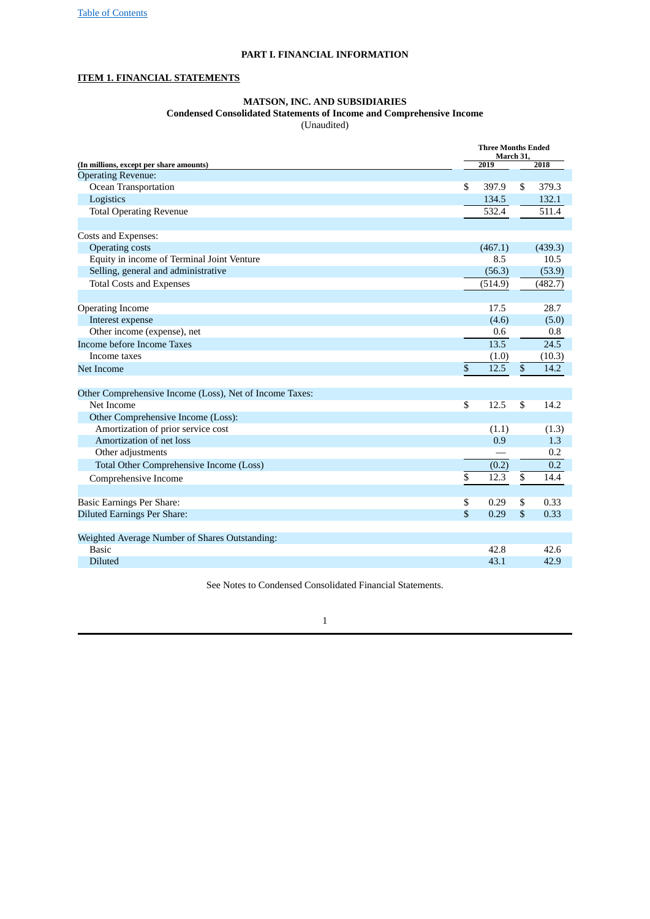# PART I. FINANCIAL INFORMATION

## ITEM 1. FINANCIAL STATEMENTS

### MATSON, INC. AND SUBSIDIARIES
**Condensed Consolidated Statements of Income and Comprehensive Income**
(Unaudited)

| (In millions, except per share amounts) | Three Months Ended March 31, 2019 | 2018 |
|---|---|---|
| Operating Revenue: | | |
| Ocean Transportation | $ 397.9 | $ 379.3 |
| Logistics | 134.5 | 132.1 |
| Total Operating Revenue | 532.4 | 511.4 |
| | | |
| Costs and Expenses: | | |
| Operating costs | (467.1) | (439.3) |
| Equity in income of Terminal Joint Venture | 8.5 | 10.5 |
| Selling, general and administrative | (56.3) | (53.9) |
| Total Costs and Expenses | (514.9) | (482.7) |
| | | |
| Operating Income | 17.5 | 28.7 |
| Interest expense | (4.6) | (5.0) |
| Other income (expense), net | 0.6 | 0.8 |
| Income before Income Taxes | 13.5 | 24.5 |
| Income taxes | (1.0) | (10.3) |
| Net Income | $ 12.5 | $ 14.2 |
| | | |
| Other Comprehensive Income (Loss), Net of Income Taxes: | | |
| Net Income | $ 12.5 | $ 14.2 |
| Other Comprehensive Income (Loss): | | |
| Amortization of prior service cost | (1.1) | (1.3) |
| Amortization of net loss | 0.9 | 1.3 |
| Other adjustments | — | 0.2 |
| Total Other Comprehensive Income (Loss) | (0.2) | 0.2 |
| Comprehensive Income | $ 12.3 | $ 14.4 |
| | | |
| Basic Earnings Per Share: | $ 0.29 | $ 0.33 |
| Diluted Earnings Per Share: | $ 0.29 | $ 0.33 |
| | | |
| Weighted Average Number of Shares Outstanding: | | |
| Basic | 42.8 | 42.6 |
| Diluted | 43.1 | 42.9 |

See Notes to Condensed Consolidated Financial Statements.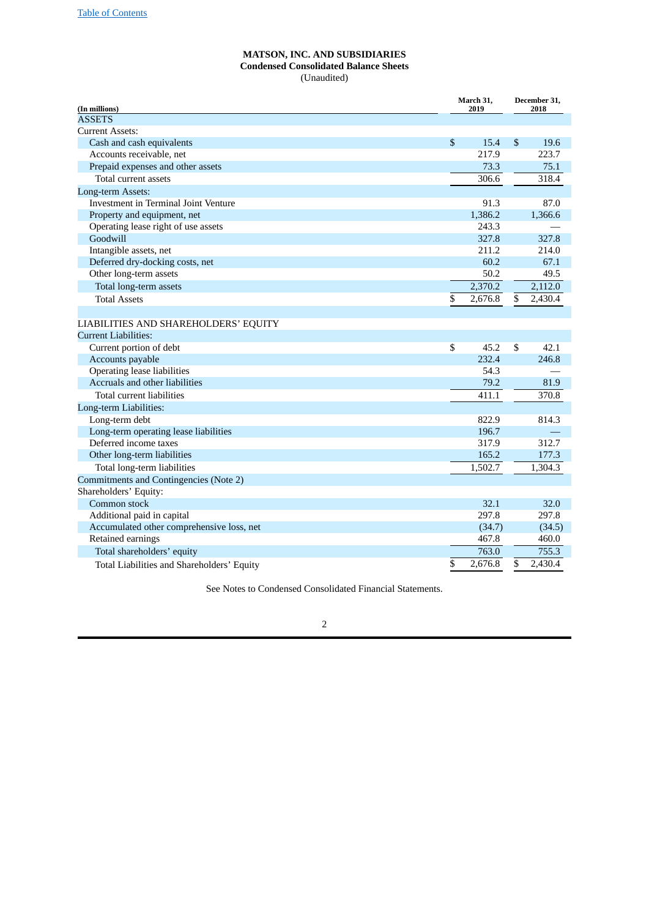# MATSON, INC. AND SUBSIDIARIES

## Condensed Consolidated Balance Sheets

(Unaudited)

| (In millions) | March 31, 2019 | December 31, 2018 |
|---|---|---|
| **ASSETS** | | |
| Current Assets: | | |
| Cash and cash equivalents | $ 15.4 | $ 19.6 |
| Accounts receivable, net | 217.9 | 223.7 |
| Prepaid expenses and other assets | 73.3 | 75.1 |
| Total current assets | 306.6 | 318.4 |
| Long-term Assets: | | |
| Investment in Terminal Joint Venture | 91.3 | 87.0 |
| Property and equipment, net | 1,386.2 | 1,366.6 |
| Operating lease right of use assets | 243.3 | — |
| Goodwill | 327.8 | 327.8 |
| Intangible assets, net | 211.2 | 214.0 |
| Deferred dry-docking costs, net | 60.2 | 67.1 |
| Other long-term assets | 50.2 | 49.5 |
| Total long-term assets | 2,370.2 | 2,112.0 |
| Total Assets | $ 2,676.8 | $ 2,430.4 |
| | | |
| **LIABILITIES AND SHAREHOLDERS' EQUITY** | | |
| Current Liabilities: | | |
| Current portion of debt | $ 45.2 | $ 42.1 |
| Accounts payable | 232.4 | 246.8 |
| Operating lease liabilities | 54.3 | — |
| Accruals and other liabilities | 79.2 | 81.9 |
| Total current liabilities | 411.1 | 370.8 |
| Long-term Liabilities: | | |
| Long-term debt | 822.9 | 814.3 |
| Long-term operating lease liabilities | 196.7 | — |
| Deferred income taxes | 317.9 | 312.7 |
| Other long-term liabilities | 165.2 | 177.3 |
| Total long-term liabilities | 1,502.7 | 1,304.3 |
| Commitments and Contingencies (Note 2) | | |
| Shareholders' Equity: | | |
| Common stock | 32.1 | 32.0 |
| Additional paid in capital | 297.8 | 297.8 |
| Accumulated other comprehensive loss, net | (34.7) | (34.5) |
| Retained earnings | 467.8 | 460.0 |
| Total shareholders' equity | 763.0 | 755.3 |
| Total Liabilities and Shareholders' Equity | $ 2,676.8 | $ 2,430.4 |

See Notes to Condensed Consolidated Financial Statements.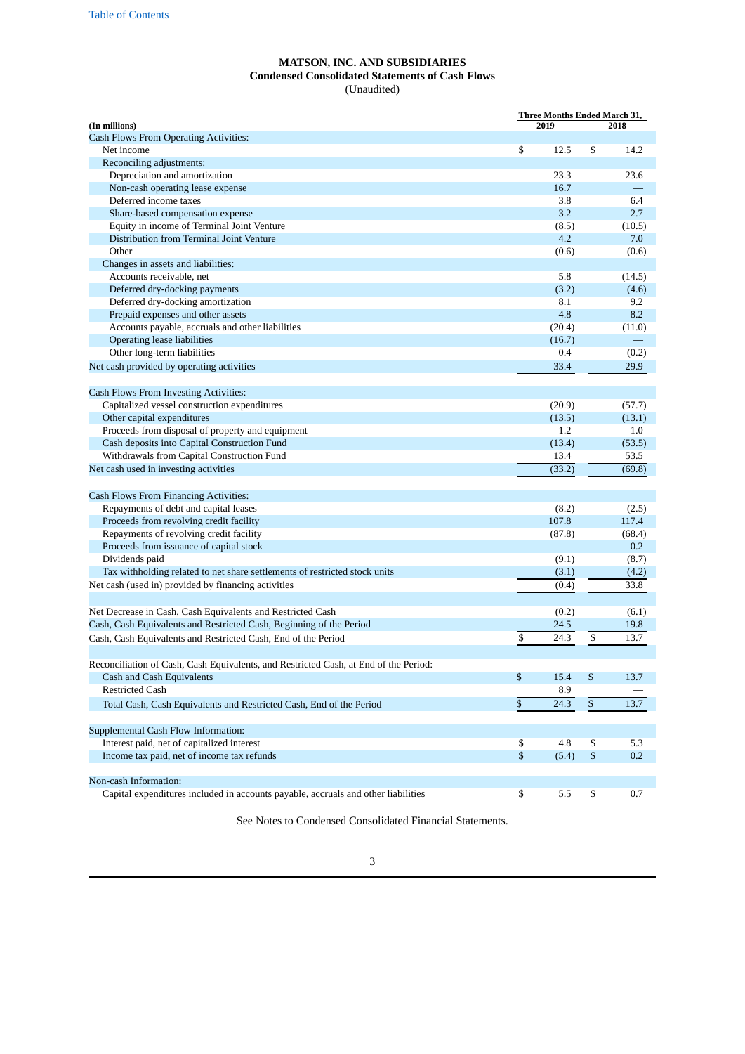[Table of Contents](#)

**MATSON, INC. AND SUBSIDIARIES**
**Condensed Consolidated Statements of Cash Flows**
(Unaudited)

| (In millions) | Three Months Ended March 31, 2019 | 2018 |
|---|---|---|
| Cash Flows From Operating Activities: | | |
| Net income | $ 12.5 | $ 14.2 |
| Reconciling adjustments: | | |
| Depreciation and amortization | 23.3 | 23.6 |
| Non-cash operating lease expense | 16.7 | — |
| Deferred income taxes | 3.8 | 6.4 |
| Share-based compensation expense | 3.2 | 2.7 |
| Equity in income of Terminal Joint Venture | (8.5) | (10.5) |
| Distribution from Terminal Joint Venture | 4.2 | 7.0 |
| Other | (0.6) | (0.6) |
| Changes in assets and liabilities: | | |
| Accounts receivable, net | 5.8 | (14.5) |
| Deferred dry-docking payments | (3.2) | (4.6) |
| Deferred dry-docking amortization | 8.1 | 9.2 |
| Prepaid expenses and other assets | 4.8 | 8.2 |
| Accounts payable, accruals and other liabilities | (20.4) | (11.0) |
| Operating lease liabilities | (16.7) | — |
| Other long-term liabilities | 0.4 | (0.2) |
| Net cash provided by operating activities | 33.4 | 29.9 |
| | | |
| Cash Flows From Investing Activities: | | |
| Capitalized vessel construction expenditures | (20.9) | (57.7) |
| Other capital expenditures | (13.5) | (13.1) |
| Proceeds from disposal of property and equipment | 1.2 | 1.0 |
| Cash deposits into Capital Construction Fund | (13.4) | (53.5) |
| Withdrawals from Capital Construction Fund | 13.4 | 53.5 |
| Net cash used in investing activities | (33.2) | (69.8) |
| | | |
| Cash Flows From Financing Activities: | | |
| Repayments of debt and capital leases | (8.2) | (2.5) |
| Proceeds from revolving credit facility | 107.8 | 117.4 |
| Repayments of revolving credit facility | (87.8) | (68.4) |
| Proceeds from issuance of capital stock | — | 0.2 |
| Dividends paid | (9.1) | (8.7) |
| Tax withholding related to net share settlements of restricted stock units | (3.1) | (4.2) |
| Net cash (used in) provided by financing activities | (0.4) | 33.8 |
| | | |
| Net Decrease in Cash, Cash Equivalents and Restricted Cash | (0.2) | (6.1) |
| Cash, Cash Equivalents and Restricted Cash, Beginning of the Period | 24.5 | 19.8 |
| Cash, Cash Equivalents and Restricted Cash, End of the Period | $ 24.3 | $ 13.7 |
| | | |
| Reconciliation of Cash, Cash Equivalents, and Restricted Cash, at End of the Period: | | |
| Cash and Cash Equivalents | $ 15.4 | $ 13.7 |
| Restricted Cash | 8.9 | — |
| Total Cash, Cash Equivalents and Restricted Cash, End of the Period | $ 24.3 | $ 13.7 |
| | | |
| Supplemental Cash Flow Information: | | |
| Interest paid, net of capitalized interest | $ 4.8 | $ 5.3 |
| Income tax paid, net of income tax refunds | $ (5.4) | $ 0.2 |
| | | |
| Non-cash Information: | | |
| Capital expenditures included in accounts payable, accruals and other liabilities | $ 5.5 | $ 0.7 |

See Notes to Condensed Consolidated Financial Statements.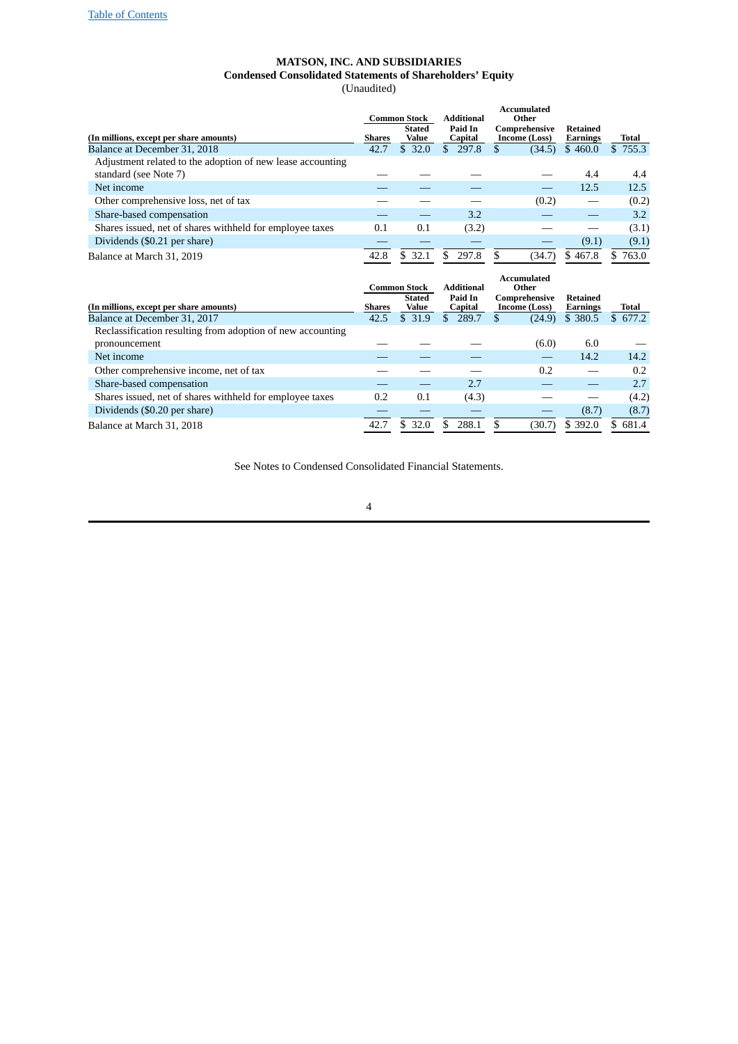**MATSON, INC. AND SUBSIDIARIES**
**Condensed Consolidated Statements of Shareholders' Equity**
(Unaudited)

| (In millions, except per share amounts) | Common Stock Shares | Common Stock Stated Value | Additional Paid In Capital | Accumulated Other Comprehensive Income (Loss) | Retained Earnings | Total |
|---|---|---|---|---|---|---|
| Balance at December 31, 2018 | 42.7 | $ 32.0 | $ 297.8 | $ (34.5) | $ 460.0 | $ 755.3 |
| Adjustment related to the adoption of new lease accounting standard (see Note 7) | — | — | — | — | 4.4 | 4.4 |
| Net income | — | — | — | — | 12.5 | 12.5 |
| Other comprehensive loss, net of tax | — | — | — | (0.2) | — | (0.2) |
| Share-based compensation | — | — | 3.2 | — | — | 3.2 |
| Shares issued, net of shares withheld for employee taxes | 0.1 | 0.1 | (3.2) | — | — | (3.1) |
| Dividends ($0.21 per share) | — | — | — | — | (9.1) | (9.1) |
| Balance at March 31, 2019 | 42.8 | $ 32.1 | $ 297.8 | $ (34.7) | $ 467.8 | $ 763.0 |

| (In millions, except per share amounts) | Common Stock Shares | Common Stock Stated Value | Additional Paid In Capital | Accumulated Other Comprehensive Income (Loss) | Retained Earnings | Total |
|---|---|---|---|---|---|---|
| Balance at December 31, 2017 | 42.5 | $ 31.9 | $ 289.7 | $ (24.9) | $ 380.5 | $ 677.2 |
| Reclassification resulting from adoption of new accounting pronouncement | — | — | — | (6.0) | 6.0 | — |
| Net income | — | — | — | — | 14.2 | 14.2 |
| Other comprehensive income, net of tax | — | — | — | 0.2 | — | 0.2 |
| Share-based compensation | — | — | 2.7 | — | — | 2.7 |
| Shares issued, net of shares withheld for employee taxes | 0.2 | 0.1 | (4.3) | — | — | (4.2) |
| Dividends ($0.20 per share) | — | — | — | — | (8.7) | (8.7) |
| Balance at March 31, 2018 | 42.7 | $ 32.0 | $ 288.1 | $ (30.7) | $ 392.0 | $ 681.4 |

See Notes to Condensed Consolidated Financial Statements.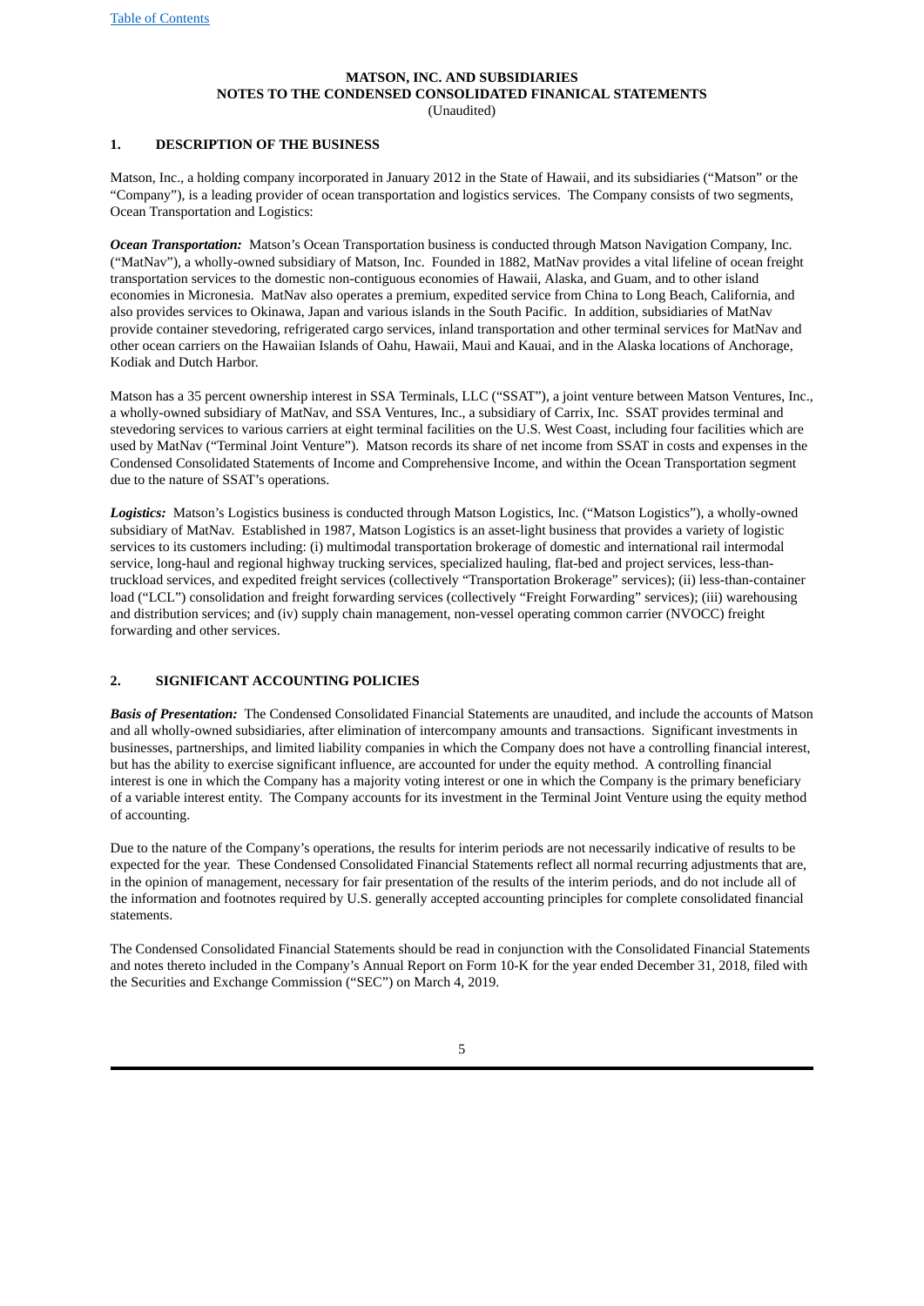**MATSON, INC. AND SUBSIDIARIES**
**NOTES TO THE CONDENSED CONSOLIDATED FINANCIAL STATEMENTS**
(Unaudited)

## 1. DESCRIPTION OF THE BUSINESS

Matson, Inc., a holding company incorporated in January 2012 in the State of Hawaii, and its subsidiaries ("Matson" or the "Company"), is a leading provider of ocean transportation and logistics services. The Company consists of two segments, Ocean Transportation and Logistics:

***Ocean Transportation:*** Matson's Ocean Transportation business is conducted through Matson Navigation Company, Inc. ("MatNav"), a wholly-owned subsidiary of Matson, Inc. Founded in 1882, MatNav provides a vital lifeline of ocean freight transportation services to the domestic non-contiguous economies of Hawaii, Alaska, and Guam, and to other island economies in Micronesia. MatNav also operates a premium, expedited service from China to Long Beach, California, and also provides services to Okinawa, Japan and various islands in the South Pacific. In addition, subsidiaries of MatNav provide container stevedoring, refrigerated cargo services, inland transportation and other terminal services for MatNav and other ocean carriers on the Hawaiian Islands of Oahu, Hawaii, Maui and Kauai, and in the Alaska locations of Anchorage, Kodiak and Dutch Harbor.

Matson has a 35 percent ownership interest in SSA Terminals, LLC ("SSAT"), a joint venture between Matson Ventures, Inc., a wholly-owned subsidiary of MatNav, and SSA Ventures, Inc., a subsidiary of Carrix, Inc. SSAT provides terminal and stevedoring services to various carriers at eight terminal facilities on the U.S. West Coast, including four facilities which are used by MatNav ("Terminal Joint Venture"). Matson records its share of net income from SSAT in costs and expenses in the Condensed Consolidated Statements of Income and Comprehensive Income, and within the Ocean Transportation segment due to the nature of SSAT's operations.

***Logistics:*** Matson's Logistics business is conducted through Matson Logistics, Inc. ("Matson Logistics"), a wholly-owned subsidiary of MatNav. Established in 1987, Matson Logistics is an asset-light business that provides a variety of logistic services to its customers including: (i) multimodal transportation brokerage of domestic and international rail intermodal service, long-haul and regional highway trucking services, specialized hauling, flat-bed and project services, less-than-truckload services, and expedited freight services (collectively "Transportation Brokerage" services); (ii) less-than-container load ("LCL") consolidation and freight forwarding services (collectively "Freight Forwarding" services); (iii) warehousing and distribution services; and (iv) supply chain management, non-vessel operating common carrier (NVOCC) freight forwarding and other services.

## 2. SIGNIFICANT ACCOUNTING POLICIES

***Basis of Presentation:*** The Condensed Consolidated Financial Statements are unaudited, and include the accounts of Matson and all wholly-owned subsidiaries, after elimination of intercompany amounts and transactions. Significant investments in businesses, partnerships, and limited liability companies in which the Company does not have a controlling financial interest, but has the ability to exercise significant influence, are accounted for under the equity method. A controlling financial interest is one in which the Company has a majority voting interest or one in which the Company is the primary beneficiary of a variable interest entity. The Company accounts for its investment in the Terminal Joint Venture using the equity method of accounting.

Due to the nature of the Company's operations, the results for interim periods are not necessarily indicative of results to be expected for the year. These Condensed Consolidated Financial Statements reflect all normal recurring adjustments that are, in the opinion of management, necessary for fair presentation of the results of the interim periods, and do not include all of the information and footnotes required by U.S. generally accepted accounting principles for complete consolidated financial statements.

The Condensed Consolidated Financial Statements should be read in conjunction with the Consolidated Financial Statements and notes thereto included in the Company's Annual Report on Form 10-K for the year ended December 31, 2018, filed with the Securities and Exchange Commission ("SEC") on March 4, 2019.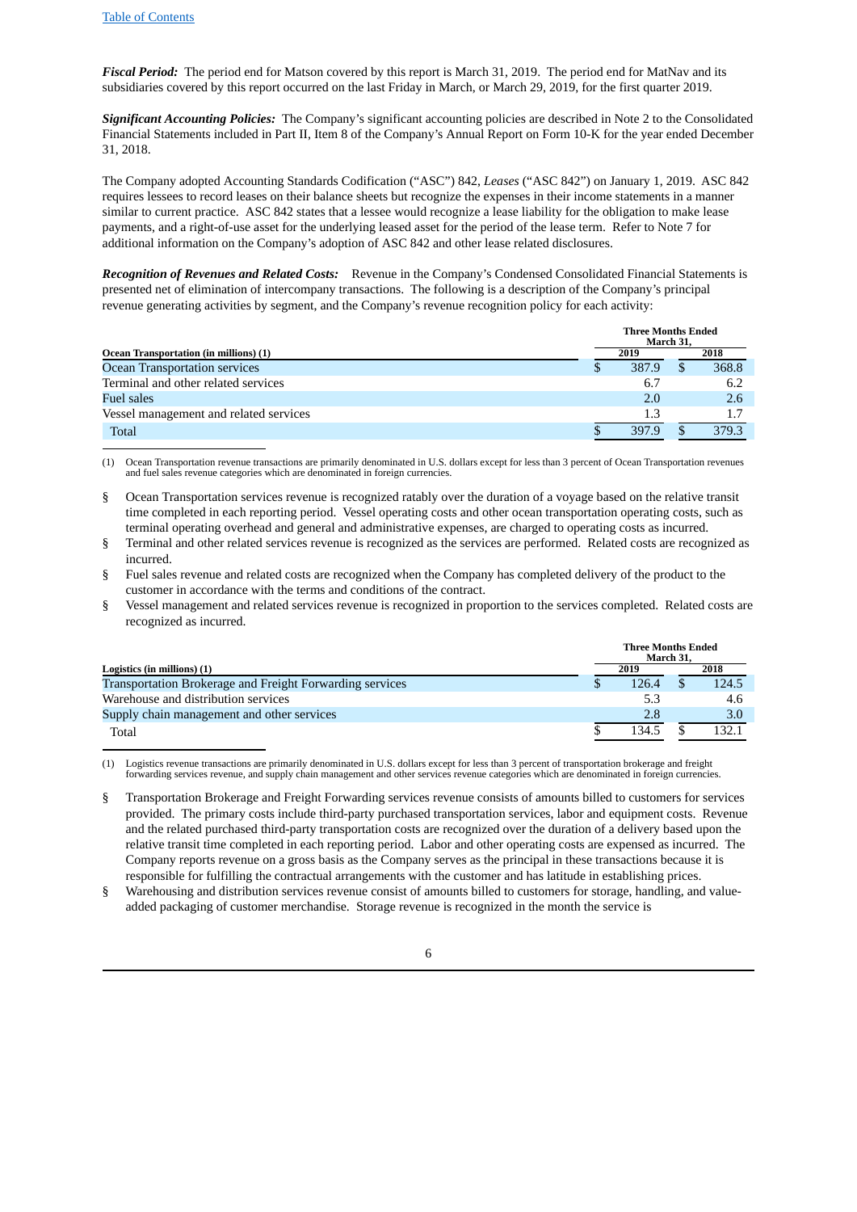***Fiscal Period:*** The period end for Matson covered by this report is March 31, 2019. The period end for MatNav and its subsidiaries covered by this report occurred on the last Friday in March, or March 29, 2019, for the first quarter 2019.

***Significant Accounting Policies:*** The Company's significant accounting policies are described in Note 2 to the Consolidated Financial Statements included in Part II, Item 8 of the Company's Annual Report on Form 10-K for the year ended December 31, 2018.

The Company adopted Accounting Standards Codification ("ASC") 842, *Leases* ("ASC 842") on January 1, 2019. ASC 842 requires lessees to record leases on their balance sheets but recognize the expenses in their income statements in a manner similar to current practice. ASC 842 states that a lessee would recognize a lease liability for the obligation to make lease payments, and a right-of-use asset for the underlying leased asset for the period of the lease term. Refer to Note 7 for additional information on the Company's adoption of ASC 842 and other lease related disclosures.

***Recognition of Revenues and Related Costs:*** Revenue in the Company's Condensed Consolidated Financial Statements is presented net of elimination of intercompany transactions. The following is a description of the Company's principal revenue generating activities by segment, and the Company's revenue recognition policy for each activity:

| Ocean Transportation (in millions) (1) | Three Months Ended March 31, 2019 | 2018 |
|---|---|---|
| Ocean Transportation services | $ 387.9 | $ 368.8 |
| Terminal and other related services | 6.7 | 6.2 |
| Fuel sales | 2.0 | 2.6 |
| Vessel management and related services | 1.3 | 1.7 |
| Total | $ 397.9 | $ 379.3 |

(1) Ocean Transportation revenue transactions are primarily denominated in U.S. dollars except for less than 3 percent of Ocean Transportation revenues and fuel sales revenue categories which are denominated in foreign currencies.

- Ocean Transportation services revenue is recognized ratably over the duration of a voyage based on the relative transit time completed in each reporting period. Vessel operating costs and other ocean transportation operating costs, such as terminal operating overhead and general and administrative expenses, are charged to operating costs as incurred.
- Terminal and other related services revenue is recognized as the services are performed. Related costs are recognized as incurred.
- Fuel sales revenue and related costs are recognized when the Company has completed delivery of the product to the customer in accordance with the terms and conditions of the contract.
- Vessel management and related services revenue is recognized in proportion to the services completed. Related costs are recognized as incurred.

| Logistics (in millions) (1) | Three Months Ended March 31, 2019 | 2018 |
|---|---|---|
| Transportation Brokerage and Freight Forwarding services | $ 126.4 | $ 124.5 |
| Warehouse and distribution services | 5.3 | 4.6 |
| Supply chain management and other services | 2.8 | 3.0 |
| Total | $ 134.5 | $ 132.1 |

(1) Logistics revenue transactions are primarily denominated in U.S. dollars except for less than 3 percent of transportation brokerage and freight forwarding services revenue, and supply chain management and other services revenue categories which are denominated in foreign currencies.

- Transportation Brokerage and Freight Forwarding services revenue consists of amounts billed to customers for services provided. The primary costs include third-party purchased transportation services, labor and equipment costs. Revenue and the related purchased third-party transportation costs are recognized over the duration of a delivery based upon the relative transit time completed in each reporting period. Labor and other operating costs are expensed as incurred. The Company reports revenue on a gross basis as the Company serves as the principal in these transactions because it is responsible for fulfilling the contractual arrangements with the customer and has latitude in establishing prices.
- Warehousing and distribution services revenue consist of amounts billed to customers for storage, handling, and value-added packaging of customer merchandise. Storage revenue is recognized in the month the service is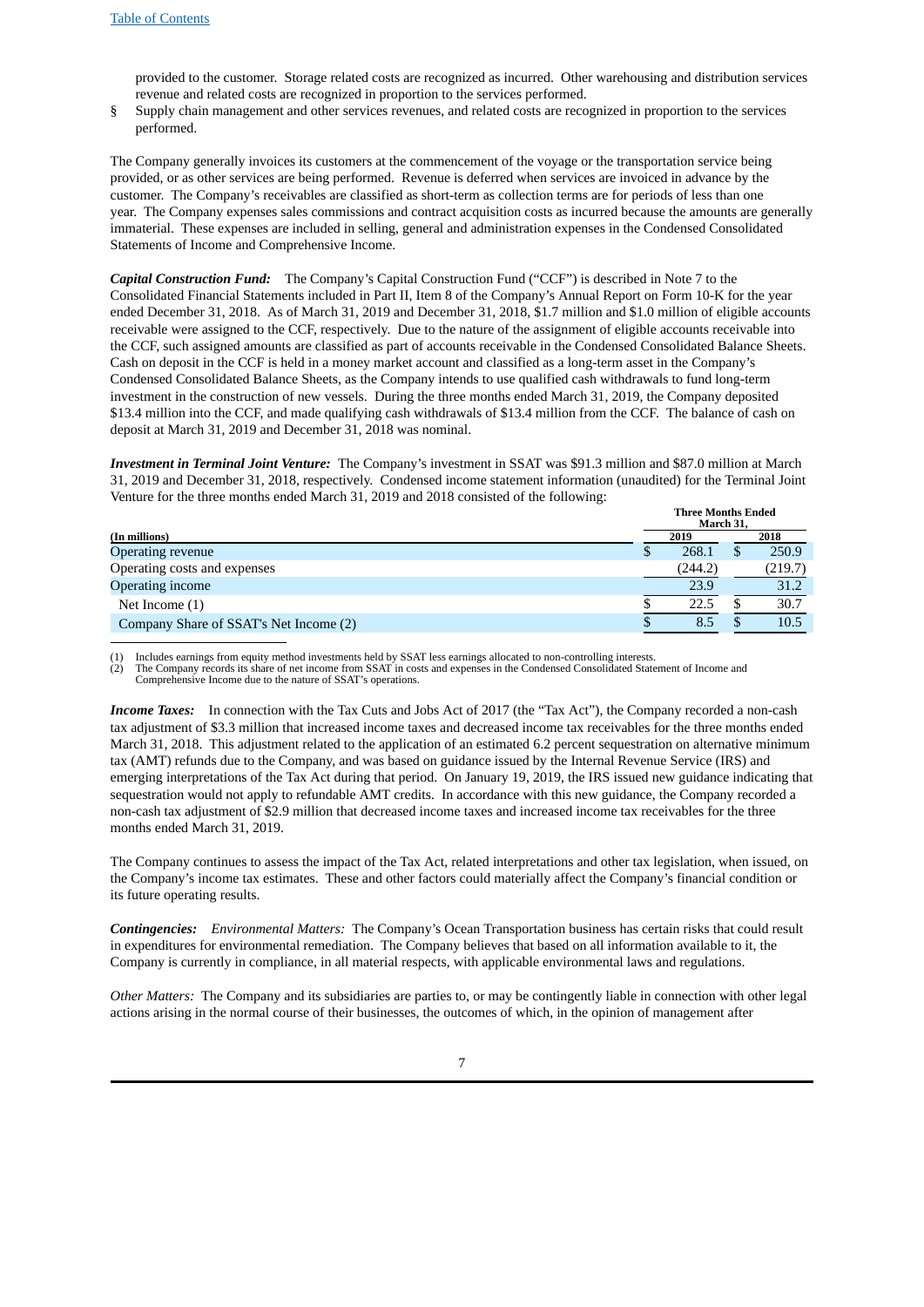provided to the customer. Storage related costs are recognized as incurred. Other warehousing and distribution services revenue and related costs are recognized in proportion to the services performed.

§ Supply chain management and other services revenues, and related costs are recognized in proportion to the services performed.

The Company generally invoices its customers at the commencement of the voyage or the transportation service being provided, or as other services are being performed. Revenue is deferred when services are invoiced in advance by the customer. The Company's receivables are classified as short-term as collection terms are for periods of less than one year. The Company expenses sales commissions and contract acquisition costs as incurred because the amounts are generally immaterial. These expenses are included in selling, general and administration expenses in the Condensed Consolidated Statements of Income and Comprehensive Income.

***Capital Construction Fund:*** The Company's Capital Construction Fund ("CCF") is described in Note 7 to the Consolidated Financial Statements included in Part II, Item 8 of the Company's Annual Report on Form 10-K for the year ended December 31, 2018. As of March 31, 2019 and December 31, 2018, \$1.7 million and \$1.0 million of eligible accounts receivable were assigned to the CCF, respectively. Due to the nature of the assignment of eligible accounts receivable into the CCF, such assigned amounts are classified as part of accounts receivable in the Condensed Consolidated Balance Sheets. Cash on deposit in the CCF is held in a money market account and classified as a long-term asset in the Company's Condensed Consolidated Balance Sheets, as the Company intends to use qualified cash withdrawals to fund long-term investment in the construction of new vessels. During the three months ended March 31, 2019, the Company deposited \$13.4 million into the CCF, and made qualifying cash withdrawals of \$13.4 million from the CCF. The balance of cash on deposit at March 31, 2019 and December 31, 2018 was nominal.

***Investment in Terminal Joint Venture:*** The Company's investment in SSAT was \$91.3 million and \$87.0 million at March 31, 2019 and December 31, 2018, respectively. Condensed income statement information (unaudited) for the Terminal Joint Venture for the three months ended March 31, 2019 and 2018 consisted of the following:

| | Three Months Ended March 31, | |
|---|---|---|
| **(In millions)** | **2019** | **2018** |
| Operating revenue | \$ 268.1 | \$ 250.9 |
| Operating costs and expenses | (244.2) | (219.7) |
| Operating income | 23.9 | 31.2 |
| Net Income (1) | \$ 22.5 | \$ 30.7 |
| Company Share of SSAT's Net Income (2) | \$ 8.5 | \$ 10.5 |

(1) Includes earnings from equity method investments held by SSAT less earnings allocated to non-controlling interests.
(2) The Company records its share of net income from SSAT in costs and expenses in the Condensed Consolidated Statement of Income and Comprehensive Income due to the nature of SSAT's operations.

***Income Taxes:*** In connection with the Tax Cuts and Jobs Act of 2017 (the "Tax Act"), the Company recorded a non-cash tax adjustment of \$3.3 million that increased income taxes and decreased income tax receivables for the three months ended March 31, 2018. This adjustment related to the application of an estimated 6.2 percent sequestration on alternative minimum tax (AMT) refunds due to the Company, and was based on guidance issued by the Internal Revenue Service (IRS) and emerging interpretations of the Tax Act during that period. On January 19, 2019, the IRS issued new guidance indicating that sequestration would not apply to refundable AMT credits. In accordance with this new guidance, the Company recorded a non-cash tax adjustment of \$2.9 million that decreased income taxes and increased income tax receivables for the three months ended March 31, 2019.

The Company continues to assess the impact of the Tax Act, related interpretations and other tax legislation, when issued, on the Company's income tax estimates. These and other factors could materially affect the Company's financial condition or its future operating results.

***Contingencies:*** *Environmental Matters:* The Company's Ocean Transportation business has certain risks that could result in expenditures for environmental remediation. The Company believes that based on all information available to it, the Company is currently in compliance, in all material respects, with applicable environmental laws and regulations.

*Other Matters:* The Company and its subsidiaries are parties to, or may be contingently liable in connection with other legal actions arising in the normal course of their businesses, the outcomes of which, in the opinion of management after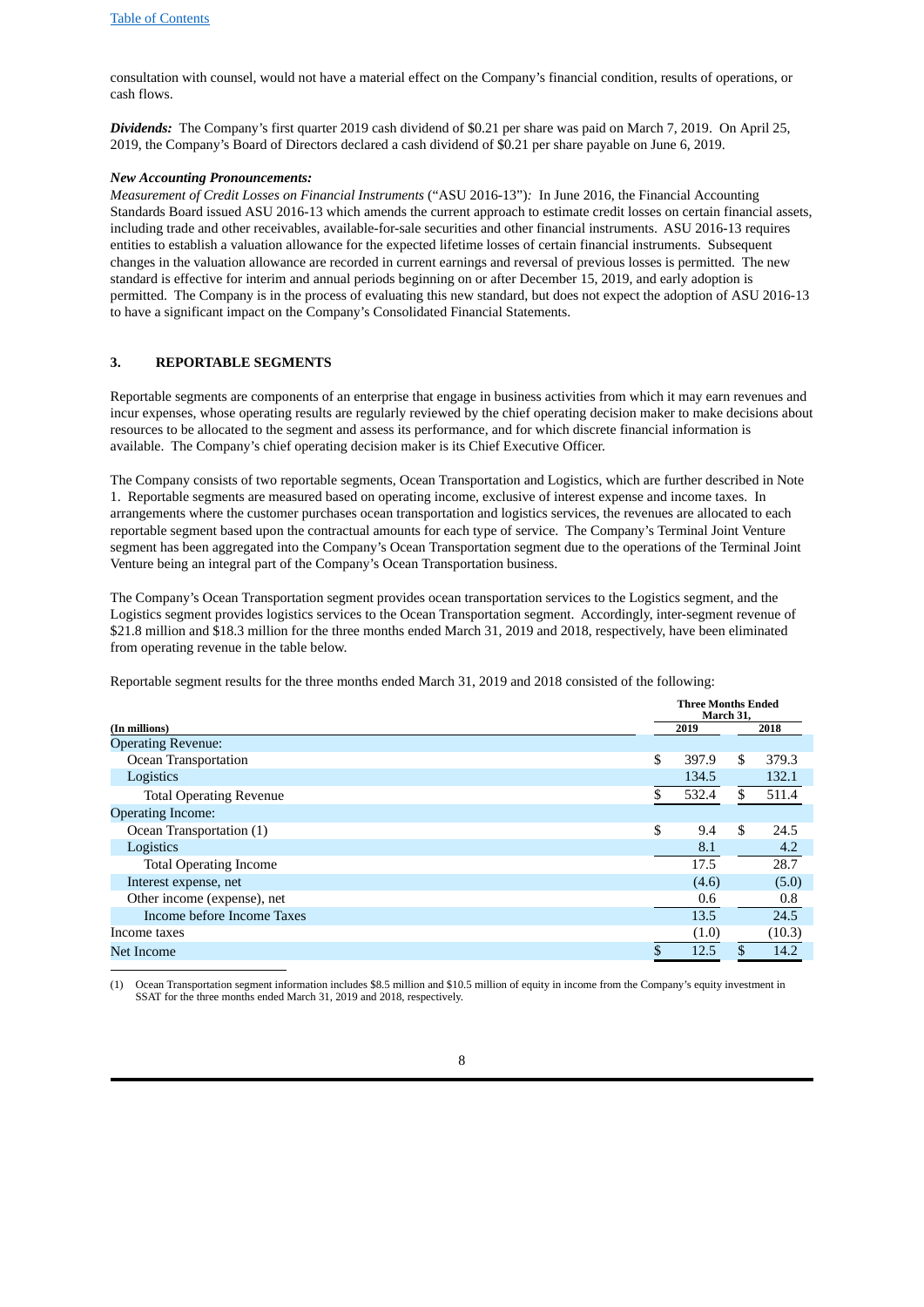consultation with counsel, would not have a material effect on the Company's financial condition, results of operations, or cash flows.

***Dividends:*** The Company's first quarter 2019 cash dividend of $0.21 per share was paid on March 7, 2019. On April 25, 2019, the Company's Board of Directors declared a cash dividend of $0.21 per share payable on June 6, 2019.

***New Accounting Pronouncements:***

*Measurement of Credit Losses on Financial Instruments* ("ASU 2016-13")*:* In June 2016, the Financial Accounting Standards Board issued ASU 2016-13 which amends the current approach to estimate credit losses on certain financial assets, including trade and other receivables, available-for-sale securities and other financial instruments. ASU 2016-13 requires entities to establish a valuation allowance for the expected lifetime losses of certain financial instruments. Subsequent changes in the valuation allowance are recorded in current earnings and reversal of previous losses is permitted. The new standard is effective for interim and annual periods beginning on or after December 15, 2019, and early adoption is permitted. The Company is in the process of evaluating this new standard, but does not expect the adoption of ASU 2016-13 to have a significant impact on the Company's Consolidated Financial Statements.

## 3. REPORTABLE SEGMENTS

Reportable segments are components of an enterprise that engage in business activities from which it may earn revenues and incur expenses, whose operating results are regularly reviewed by the chief operating decision maker to make decisions about resources to be allocated to the segment and assess its performance, and for which discrete financial information is available. The Company's chief operating decision maker is its Chief Executive Officer.

The Company consists of two reportable segments, Ocean Transportation and Logistics, which are further described in Note 1. Reportable segments are measured based on operating income, exclusive of interest expense and income taxes. In arrangements where the customer purchases ocean transportation and logistics services, the revenues are allocated to each reportable segment based upon the contractual amounts for each type of service. The Company's Terminal Joint Venture segment has been aggregated into the Company's Ocean Transportation segment due to the operations of the Terminal Joint Venture being an integral part of the Company's Ocean Transportation business.

The Company's Ocean Transportation segment provides ocean transportation services to the Logistics segment, and the Logistics segment provides logistics services to the Ocean Transportation segment. Accordingly, inter-segment revenue of $21.8 million and $18.3 million for the three months ended March 31, 2019 and 2018, respectively, have been eliminated from operating revenue in the table below.

Reportable segment results for the three months ended March 31, 2019 and 2018 consisted of the following:

| (In millions) | Three Months Ended March 31, 2019 | Three Months Ended March 31, 2018 |
|---|---|---|
| Operating Revenue: | | |
| Ocean Transportation | $ 397.9 | $ 379.3 |
| Logistics | 134.5 | 132.1 |
| Total Operating Revenue | $ 532.4 | $ 511.4 |
| Operating Income: | | |
| Ocean Transportation (1) | $ 9.4 | $ 24.5 |
| Logistics | 8.1 | 4.2 |
| Total Operating Income | 17.5 | 28.7 |
| Interest expense, net | (4.6) | (5.0) |
| Other income (expense), net | 0.6 | 0.8 |
| Income before Income Taxes | 13.5 | 24.5 |
| Income taxes | (1.0) | (10.3) |
| Net Income | $ 12.5 | $ 14.2 |

(1) Ocean Transportation segment information includes $8.5 million and $10.5 million of equity in income from the Company's equity investment in SSAT for the three months ended March 31, 2019 and 2018, respectively.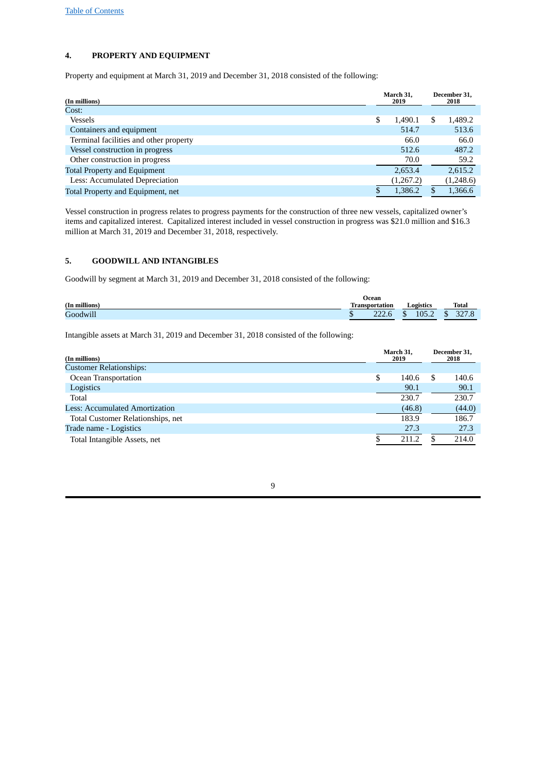## 4. PROPERTY AND EQUIPMENT

Property and equipment at March 31, 2019 and December 31, 2018 consisted of the following:

| (In millions) | March 31, 2019 | December 31, 2018 |
|---|---|---|
| Cost: | | |
| Vessels | $ 1,490.1 | $ 1,489.2 |
| Containers and equipment | 514.7 | 513.6 |
| Terminal facilities and other property | 66.0 | 66.0 |
| Vessel construction in progress | 512.6 | 487.2 |
| Other construction in progress | 70.0 | 59.2 |
| Total Property and Equipment | 2,653.4 | 2,615.2 |
| Less: Accumulated Depreciation | (1,267.2) | (1,248.6) |
| Total Property and Equipment, net | $ 1,386.2 | $ 1,366.6 |

Vessel construction in progress relates to progress payments for the construction of three new vessels, capitalized owner's items and capitalized interest. Capitalized interest included in vessel construction in progress was $21.0 million and $16.3 million at March 31, 2019 and December 31, 2018, respectively.

## 5. GOODWILL AND INTANGIBLES

Goodwill by segment at March 31, 2019 and December 31, 2018 consisted of the following:

| (In millions) | Ocean Transportation | Logistics | Total |
|---|---|---|---|
| Goodwill | $ 222.6 | $ 105.2 | $ 327.8 |

Intangible assets at March 31, 2019 and December 31, 2018 consisted of the following:

| (In millions) | March 31, 2019 | December 31, 2018 |
|---|---|---|
| Customer Relationships: | | |
| Ocean Transportation | $ 140.6 | $ 140.6 |
| Logistics | 90.1 | 90.1 |
| Total | 230.7 | 230.7 |
| Less: Accumulated Amortization | (46.8) | (44.0) |
| Total Customer Relationships, net | 183.9 | 186.7 |
| Trade name - Logistics | 27.3 | 27.3 |
| Total Intangible Assets, net | $ 211.2 | $ 214.0 |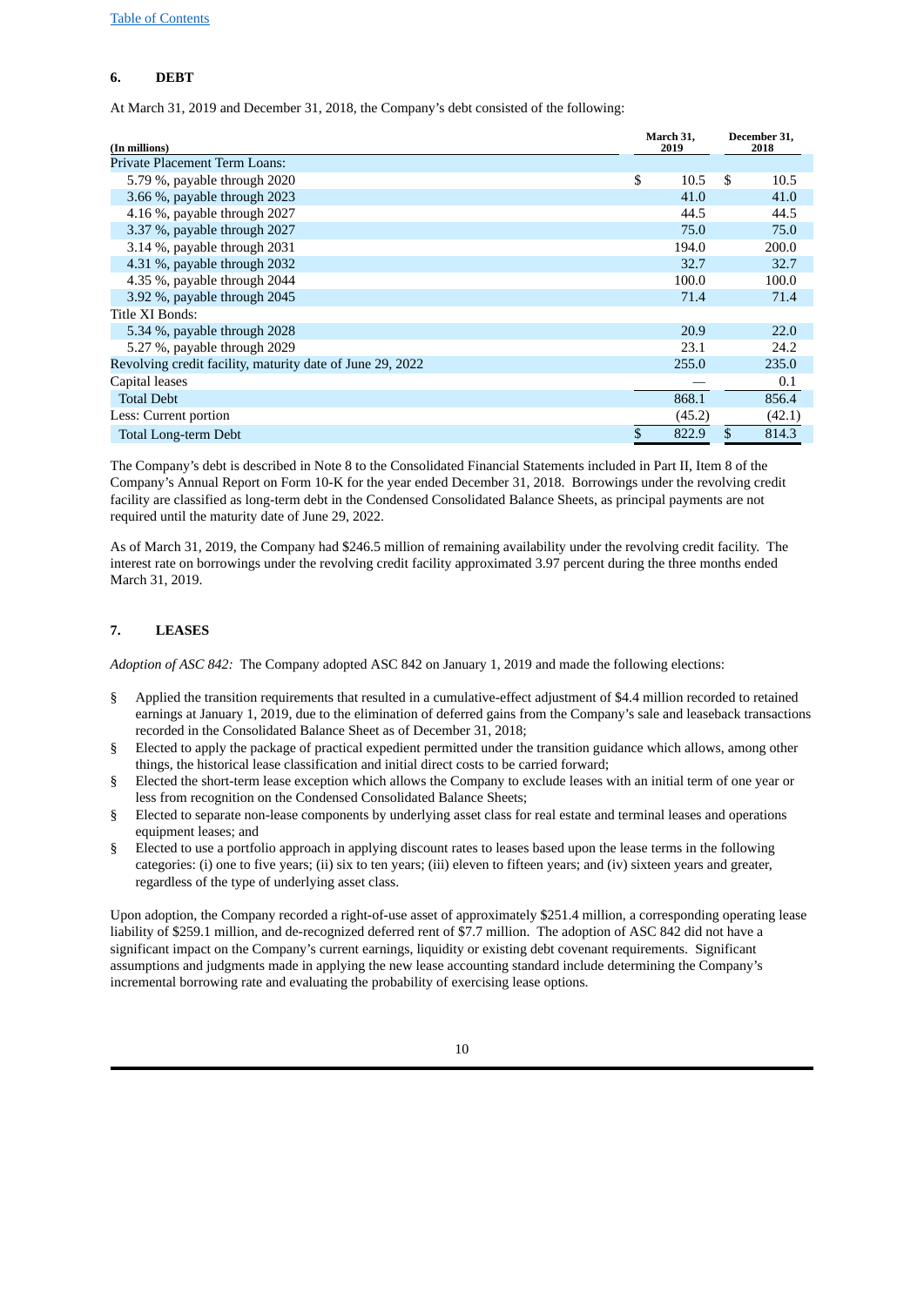## 6. DEBT

At March 31, 2019 and December 31, 2018, the Company's debt consisted of the following:

| (In millions) | March 31, 2019 | December 31, 2018 |
|---|---|---|
| Private Placement Term Loans: | | |
| 5.79 %, payable through 2020 | $ 10.5 | $ 10.5 |
| 3.66 %, payable through 2023 | 41.0 | 41.0 |
| 4.16 %, payable through 2027 | 44.5 | 44.5 |
| 3.37 %, payable through 2027 | 75.0 | 75.0 |
| 3.14 %, payable through 2031 | 194.0 | 200.0 |
| 4.31 %, payable through 2032 | 32.7 | 32.7 |
| 4.35 %, payable through 2044 | 100.0 | 100.0 |
| 3.92 %, payable through 2045 | 71.4 | 71.4 |
| Title XI Bonds: | | |
| 5.34 %, payable through 2028 | 20.9 | 22.0 |
| 5.27 %, payable through 2029 | 23.1 | 24.2 |
| Revolving credit facility, maturity date of June 29, 2022 | 255.0 | 235.0 |
| Capital leases | — | 0.1 |
| Total Debt | 868.1 | 856.4 |
| Less: Current portion | (45.2) | (42.1) |
| Total Long-term Debt | $ 822.9 | $ 814.3 |

The Company's debt is described in Note 8 to the Consolidated Financial Statements included in Part II, Item 8 of the Company's Annual Report on Form 10-K for the year ended December 31, 2018. Borrowings under the revolving credit facility are classified as long-term debt in the Condensed Consolidated Balance Sheets, as principal payments are not required until the maturity date of June 29, 2022.

As of March 31, 2019, the Company had $246.5 million of remaining availability under the revolving credit facility. The interest rate on borrowings under the revolving credit facility approximated 3.97 percent during the three months ended March 31, 2019.

## 7. LEASES

*Adoption of ASC 842:* The Company adopted ASC 842 on January 1, 2019 and made the following elections:

- Applied the transition requirements that resulted in a cumulative-effect adjustment of $4.4 million recorded to retained earnings at January 1, 2019, due to the elimination of deferred gains from the Company's sale and leaseback transactions recorded in the Consolidated Balance Sheet as of December 31, 2018;
- Elected to apply the package of practical expedient permitted under the transition guidance which allows, among other things, the historical lease classification and initial direct costs to be carried forward;
- Elected the short-term lease exception which allows the Company to exclude leases with an initial term of one year or less from recognition on the Condensed Consolidated Balance Sheets;
- Elected to separate non-lease components by underlying asset class for real estate and terminal leases and operations equipment leases; and
- Elected to use a portfolio approach in applying discount rates to leases based upon the lease terms in the following categories: (i) one to five years; (ii) six to ten years; (iii) eleven to fifteen years; and (iv) sixteen years and greater, regardless of the type of underlying asset class.

Upon adoption, the Company recorded a right-of-use asset of approximately $251.4 million, a corresponding operating lease liability of $259.1 million, and de-recognized deferred rent of $7.7 million. The adoption of ASC 842 did not have a significant impact on the Company's current earnings, liquidity or existing debt covenant requirements. Significant assumptions and judgments made in applying the new lease accounting standard include determining the Company's incremental borrowing rate and evaluating the probability of exercising lease options.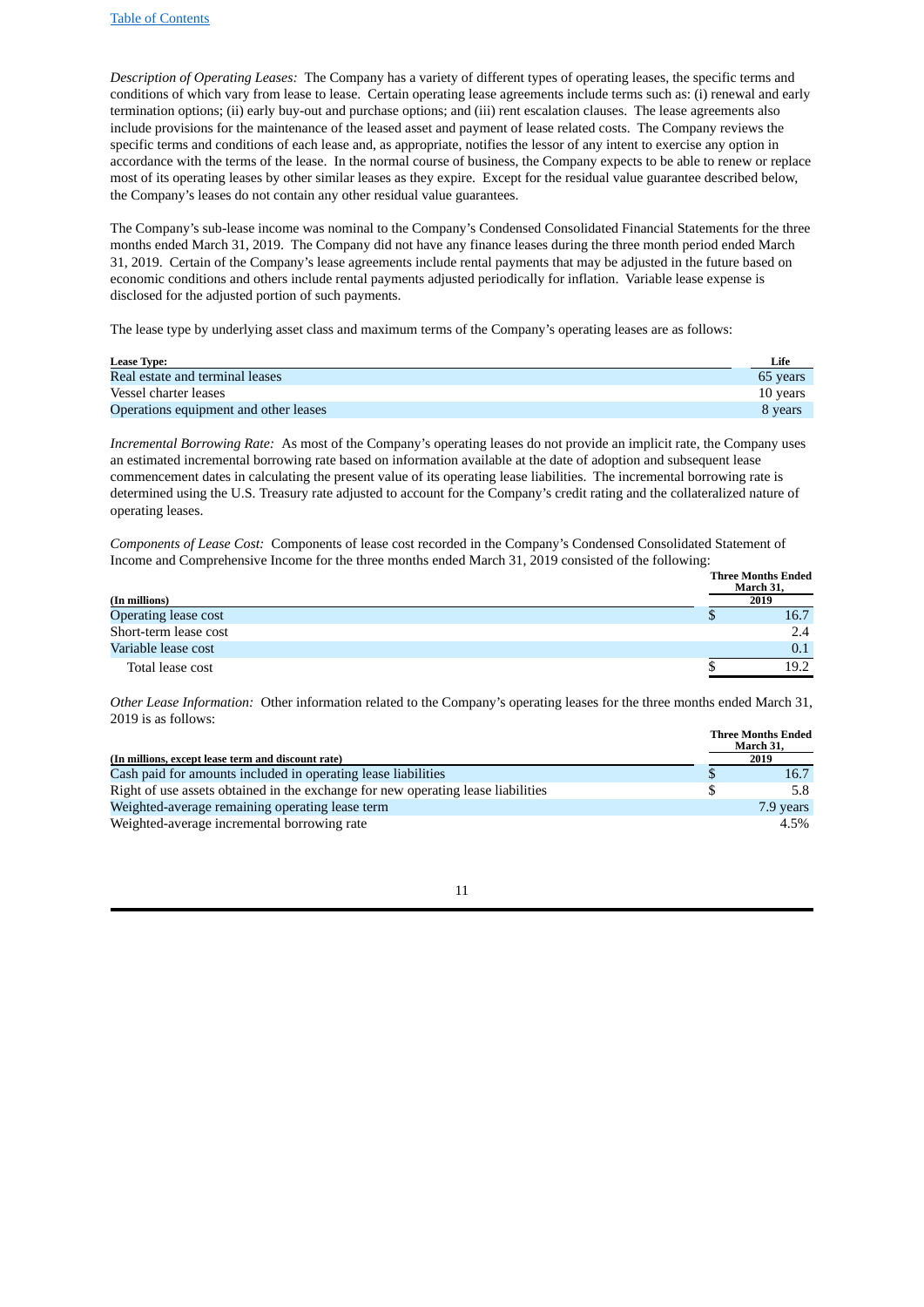*Description of Operating Leases:* The Company has a variety of different types of operating leases, the specific terms and conditions of which vary from lease to lease. Certain operating lease agreements include terms such as: (i) renewal and early termination options; (ii) early buy-out and purchase options; and (iii) rent escalation clauses. The lease agreements also include provisions for the maintenance of the leased asset and payment of lease related costs. The Company reviews the specific terms and conditions of each lease and, as appropriate, notifies the lessor of any intent to exercise any option in accordance with the terms of the lease. In the normal course of business, the Company expects to be able to renew or replace most of its operating leases by other similar leases as they expire. Except for the residual value guarantee described below, the Company's leases do not contain any other residual value guarantees.

The Company's sub-lease income was nominal to the Company's Condensed Consolidated Financial Statements for the three months ended March 31, 2019. The Company did not have any finance leases during the three month period ended March 31, 2019. Certain of the Company's lease agreements include rental payments that may be adjusted in the future based on economic conditions and others include rental payments adjusted periodically for inflation. Variable lease expense is disclosed for the adjusted portion of such payments.

The lease type by underlying asset class and maximum terms of the Company's operating leases are as follows:

| Lease Type: | Life |
|---|---|
| Real estate and terminal leases | 65 years |
| Vessel charter leases | 10 years |
| Operations equipment and other leases | 8 years |

*Incremental Borrowing Rate:* As most of the Company's operating leases do not provide an implicit rate, the Company uses an estimated incremental borrowing rate based on information available at the date of adoption and subsequent lease commencement dates in calculating the present value of its operating lease liabilities. The incremental borrowing rate is determined using the U.S. Treasury rate adjusted to account for the Company's credit rating and the collateralized nature of operating leases.

*Components of Lease Cost:* Components of lease cost recorded in the Company's Condensed Consolidated Statement of Income and Comprehensive Income for the three months ended March 31, 2019 consisted of the following:

| (In millions) | Three Months Ended March 31, 2019 |
|---|---|
| Operating lease cost | $ 16.7 |
| Short-term lease cost | 2.4 |
| Variable lease cost | 0.1 |
| Total lease cost | $ 19.2 |

*Other Lease Information:* Other information related to the Company's operating leases for the three months ended March 31, 2019 is as follows:

| (In millions, except lease term and discount rate) | Three Months Ended March 31, 2019 |
|---|---|
| Cash paid for amounts included in operating lease liabilities | $ 16.7 |
| Right of use assets obtained in the exchange for new operating lease liabilities | $ 5.8 |
| Weighted-average remaining operating lease term | 7.9 years |
| Weighted-average incremental borrowing rate | 4.5% |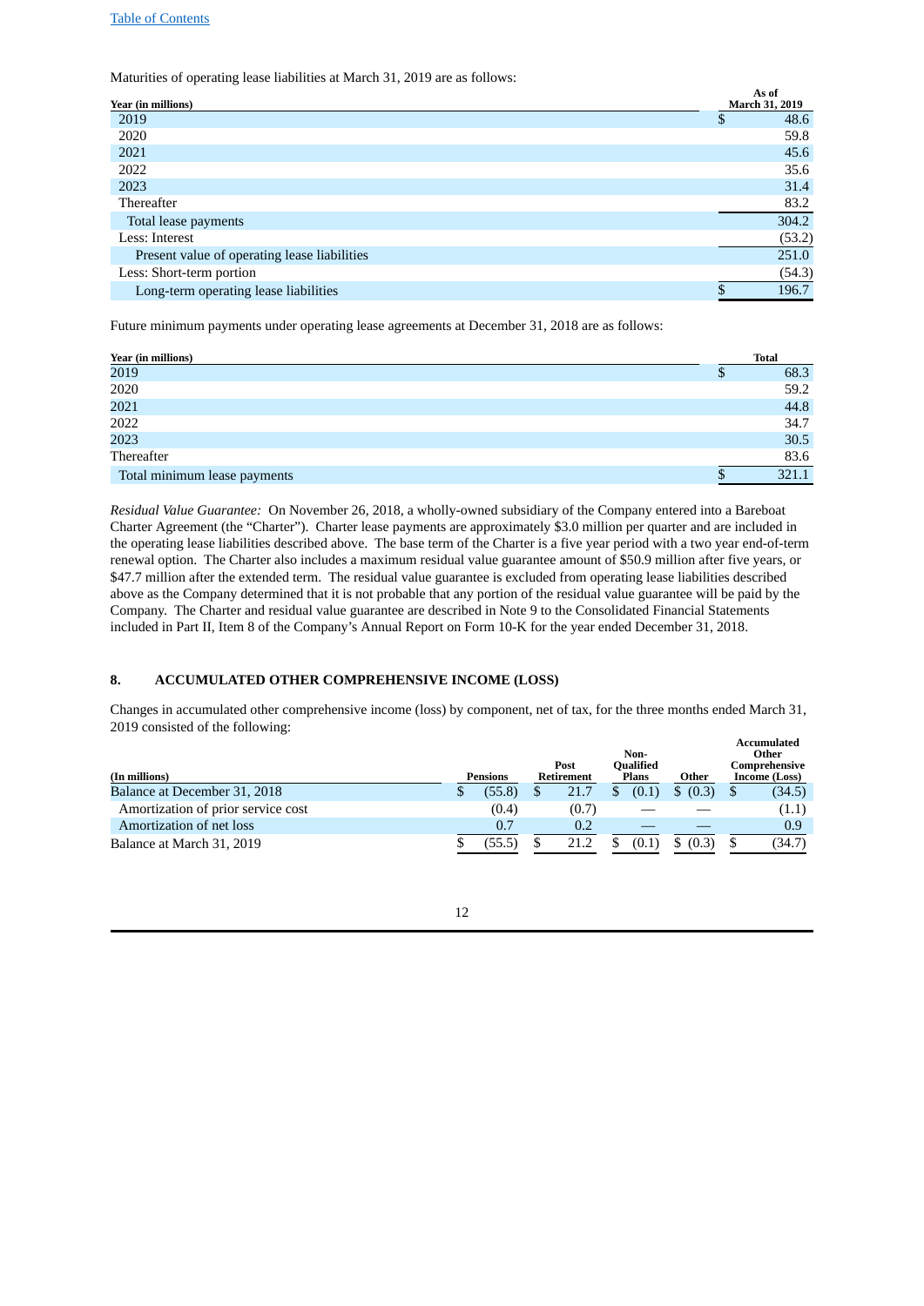Maturities of operating lease liabilities at March 31, 2019 are as follows:

| Year (in millions) | As of March 31, 2019 |
|---|---|
| 2019 | $ 48.6 |
| 2020 | 59.8 |
| 2021 | 45.6 |
| 2022 | 35.6 |
| 2023 | 31.4 |
| Thereafter | 83.2 |
| Total lease payments | 304.2 |
| Less: Interest | (53.2) |
| Present value of operating lease liabilities | 251.0 |
| Less: Short-term portion | (54.3) |
| Long-term operating lease liabilities | $ 196.7 |

Future minimum payments under operating lease agreements at December 31, 2018 are as follows:

| Year (in millions) | Total |
|---|---|
| 2019 | $ 68.3 |
| 2020 | 59.2 |
| 2021 | 44.8 |
| 2022 | 34.7 |
| 2023 | 30.5 |
| Thereafter | 83.6 |
| Total minimum lease payments | $ 321.1 |

*Residual Value Guarantee:* On November 26, 2018, a wholly-owned subsidiary of the Company entered into a Bareboat Charter Agreement (the "Charter"). Charter lease payments are approximately $3.0 million per quarter and are included in the operating lease liabilities described above. The base term of the Charter is a five year period with a two year end-of-term renewal option. The Charter also includes a maximum residual value guarantee amount of $50.9 million after five years, or $47.7 million after the extended term. The residual value guarantee is excluded from operating lease liabilities described above as the Company determined that it is not probable that any portion of the residual value guarantee will be paid by the Company. The Charter and residual value guarantee are described in Note 9 to the Consolidated Financial Statements included in Part II, Item 8 of the Company's Annual Report on Form 10-K for the year ended December 31, 2018.

## 8. ACCUMULATED OTHER COMPREHENSIVE INCOME (LOSS)

Changes in accumulated other comprehensive income (loss) by component, net of tax, for the three months ended March 31, 2019 consisted of the following:

| (In millions) | Pensions | Post Retirement | Non-Qualified Plans | Other | Accumulated Other Comprehensive Income (Loss) |
|---|---|---|---|---|---|
| Balance at December 31, 2018 | $ (55.8) | $ 21.7 | $ (0.1) | $ (0.3) | $ (34.5) |
| Amortization of prior service cost | (0.4) | (0.7) | — | — | (1.1) |
| Amortization of net loss | 0.7 | 0.2 | — | — | 0.9 |
| Balance at March 31, 2019 | $ (55.5) | $ 21.2 | $ (0.1) | $ (0.3) | $ (34.7) |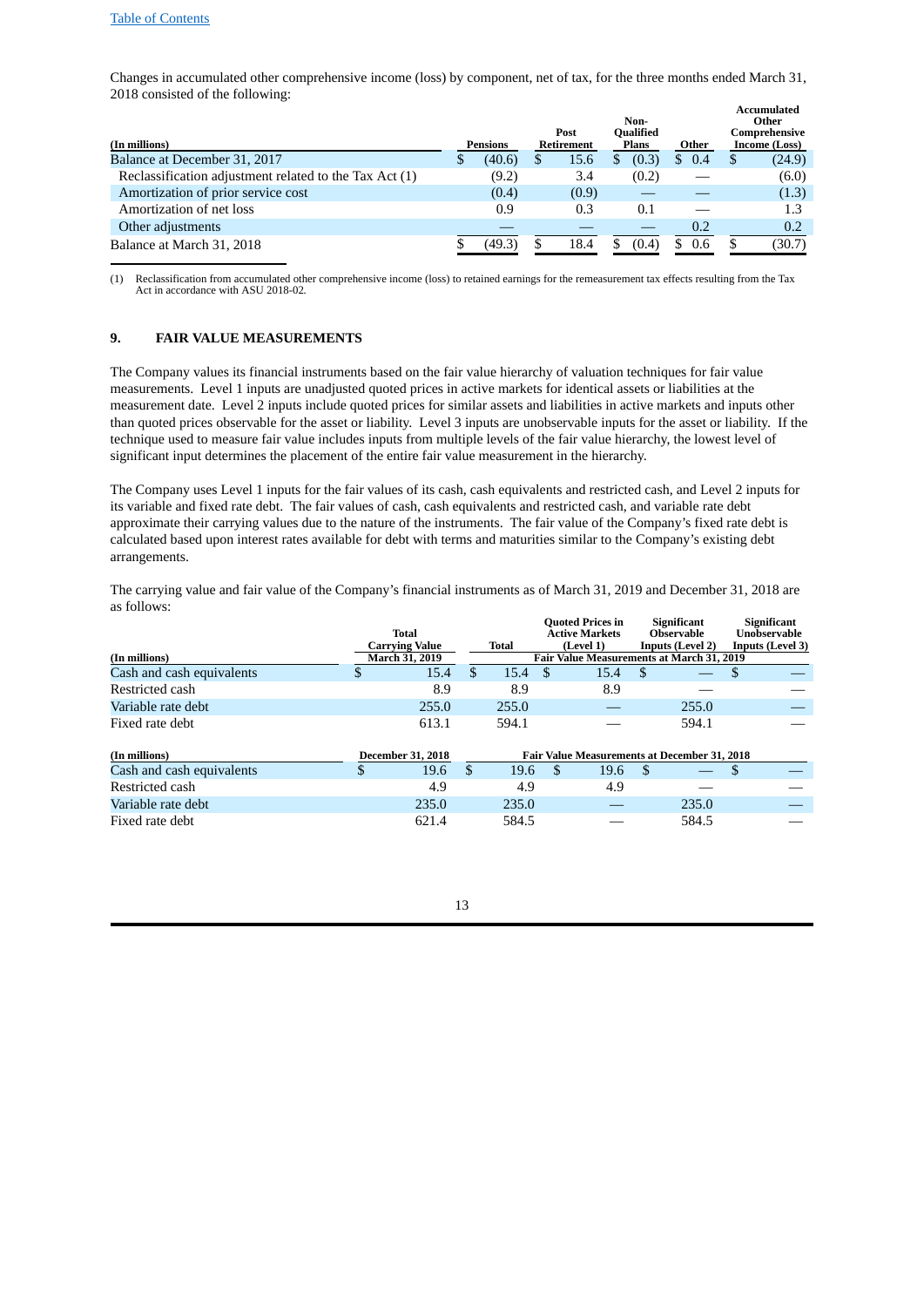Changes in accumulated other comprehensive income (loss) by component, net of tax, for the three months ended March 31, 2018 consisted of the following:

| (In millions) | Pensions | Post Retirement | Non-Qualified Plans | Other | Accumulated Other Comprehensive Income (Loss) |
|---|---|---|---|---|---|
| Balance at December 31, 2017 | $ (40.6) | $ 15.6 | $ (0.3) | $ 0.4 | $ (24.9) |
| Reclassification adjustment related to the Tax Act (1) | (9.2) | 3.4 | (0.2) | — | (6.0) |
| Amortization of prior service cost | (0.4) | (0.9) | — | — | (1.3) |
| Amortization of net loss | 0.9 | 0.3 | 0.1 | — | 1.3 |
| Other adjustments | — | — | — | 0.2 | 0.2 |
| Balance at March 31, 2018 | $ (49.3) | $ 18.4 | $ (0.4) | $ 0.6 | $ (30.7) |

(1) Reclassification from accumulated other comprehensive income (loss) to retained earnings for the remeasurement tax effects resulting from the Tax Act in accordance with ASU 2018-02.

## 9. FAIR VALUE MEASUREMENTS

The Company values its financial instruments based on the fair value hierarchy of valuation techniques for fair value measurements. Level 1 inputs are unadjusted quoted prices in active markets for identical assets or liabilities at the measurement date. Level 2 inputs include quoted prices for similar assets and liabilities in active markets and inputs other than quoted prices observable for the asset or liability. Level 3 inputs are unobservable inputs for the asset or liability. If the technique used to measure fair value includes inputs from multiple levels of the fair value hierarchy, the lowest level of significant input determines the placement of the entire fair value measurement in the hierarchy.

The Company uses Level 1 inputs for the fair values of its cash, cash equivalents and restricted cash, and Level 2 inputs for its variable and fixed rate debt. The fair values of cash, cash equivalents and restricted cash, and variable rate debt approximate their carrying values due to the nature of the instruments. The fair value of the Company's fixed rate debt is calculated based upon interest rates available for debt with terms and maturities similar to the Company's existing debt arrangements.

The carrying value and fair value of the Company's financial instruments as of March 31, 2019 and December 31, 2018 are as follows:

| (In millions) | Total Carrying Value March 31, 2019 | Total | Quoted Prices in Active Markets (Level 1) | Significant Observable Inputs (Level 2) | Significant Unobservable Inputs (Level 3) |
|---|---|---|---|---|---|
| | | Fair Value Measurements at March 31, 2019 | | | |
| Cash and cash equivalents | $ 15.4 | $ 15.4 | $ 15.4 | $ — | $ — |
| Restricted cash | 8.9 | 8.9 | 8.9 | — | — |
| Variable rate debt | 255.0 | 255.0 | — | 255.0 | — |
| Fixed rate debt | 613.1 | 594.1 | — | 594.1 | — |

| (In millions) | December 31, 2018 | Fair Value Measurements at December 31, 2018 | | | |
|---|---|---|---|---|---|
| Cash and cash equivalents | $ 19.6 | $ 19.6 | $ 19.6 | $ — | $ — |
| Restricted cash | 4.9 | 4.9 | 4.9 | — | — |
| Variable rate debt | 235.0 | 235.0 | — | 235.0 | — |
| Fixed rate debt | 621.4 | 584.5 | — | 584.5 | — |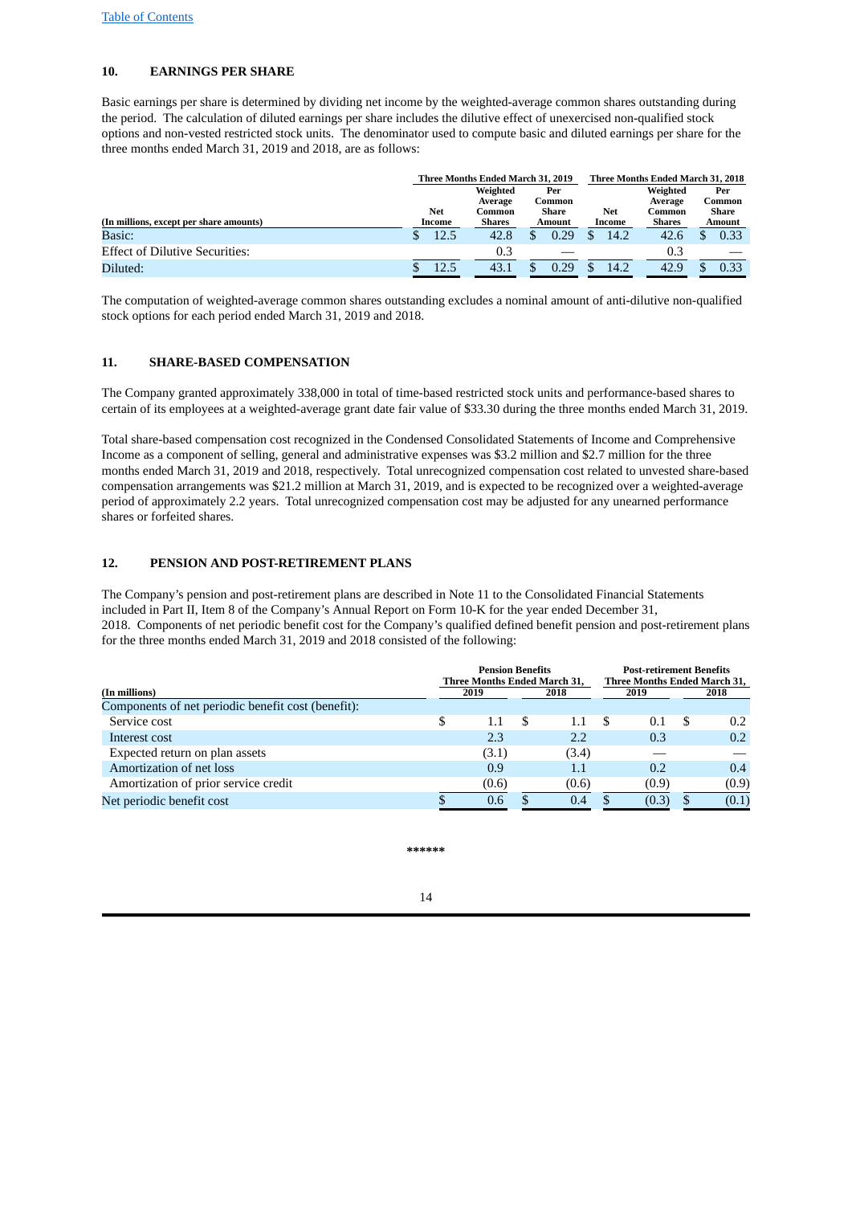## 10. EARNINGS PER SHARE

Basic earnings per share is determined by dividing net income by the weighted-average common shares outstanding during the period. The calculation of diluted earnings per share includes the dilutive effect of unexercised non-qualified stock options and non-vested restricted stock units. The denominator used to compute basic and diluted earnings per share for the three months ended March 31, 2019 and 2018, are as follows:

| (In millions, except per share amounts) | Three Months Ended March 31, 2019 | | | Three Months Ended March 31, 2018 | | |
|---|---|---|---|---|---|---|
| | Net Income | Weighted Average Common Shares | Per Common Share Amount | Net Income | Weighted Average Common Shares | Per Common Share Amount |
| Basic: | $ 12.5 | 42.8 | $ 0.29 | $ 14.2 | 42.6 | $ 0.33 |
| Effect of Dilutive Securities: | | 0.3 | — | | 0.3 | — |
| Diluted: | $ 12.5 | 43.1 | $ 0.29 | $ 14.2 | 42.9 | $ 0.33 |

The computation of weighted-average common shares outstanding excludes a nominal amount of anti-dilutive non-qualified stock options for each period ended March 31, 2019 and 2018.

## 11. SHARE-BASED COMPENSATION

The Company granted approximately 338,000 in total of time-based restricted stock units and performance-based shares to certain of its employees at a weighted-average grant date fair value of $33.30 during the three months ended March 31, 2019.

Total share-based compensation cost recognized in the Condensed Consolidated Statements of Income and Comprehensive Income as a component of selling, general and administrative expenses was $3.2 million and $2.7 million for the three months ended March 31, 2019 and 2018, respectively. Total unrecognized compensation cost related to unvested share-based compensation arrangements was $21.2 million at March 31, 2019, and is expected to be recognized over a weighted-average period of approximately 2.2 years. Total unrecognized compensation cost may be adjusted for any unearned performance shares or forfeited shares.

## 12. PENSION AND POST-RETIREMENT PLANS

The Company's pension and post-retirement plans are described in Note 11 to the Consolidated Financial Statements included in Part II, Item 8 of the Company's Annual Report on Form 10-K for the year ended December 31, 2018. Components of net periodic benefit cost for the Company's qualified defined benefit pension and post-retirement plans for the three months ended March 31, 2019 and 2018 consisted of the following:

| (In millions) | Pension Benefits Three Months Ended March 31, | | Post-retirement Benefits Three Months Ended March 31, | |
|---|---|---|---|---|
| | 2019 | 2018 | 2019 | 2018 |
| Components of net periodic benefit cost (benefit): | | | | |
| Service cost | $ 1.1 | $ 1.1 | $ 0.1 | $ 0.2 |
| Interest cost | 2.3 | 2.2 | 0.3 | 0.2 |
| Expected return on plan assets | (3.1) | (3.4) | — | — |
| Amortization of net loss | 0.9 | 1.1 | 0.2 | 0.4 |
| Amortization of prior service credit | (0.6) | (0.6) | (0.9) | (0.9) |
| Net periodic benefit cost | $ 0.6 | $ 0.4 | $ (0.3) | $ (0.1) |

******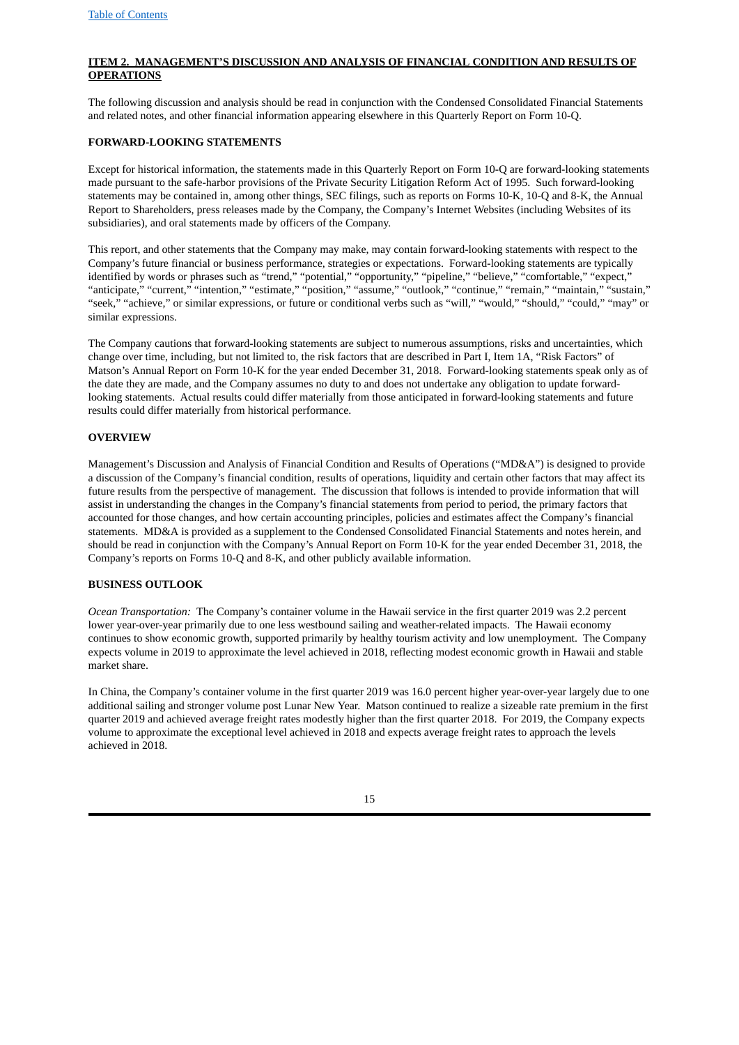## ITEM 2. MANAGEMENT'S DISCUSSION AND ANALYSIS OF FINANCIAL CONDITION AND RESULTS OF OPERATIONS

The following discussion and analysis should be read in conjunction with the Condensed Consolidated Financial Statements and related notes, and other financial information appearing elsewhere in this Quarterly Report on Form 10-Q.

### FORWARD-LOOKING STATEMENTS

Except for historical information, the statements made in this Quarterly Report on Form 10-Q are forward-looking statements made pursuant to the safe-harbor provisions of the Private Security Litigation Reform Act of 1995. Such forward-looking statements may be contained in, among other things, SEC filings, such as reports on Forms 10-K, 10-Q and 8-K, the Annual Report to Shareholders, press releases made by the Company, the Company's Internet Websites (including Websites of its subsidiaries), and oral statements made by officers of the Company.

This report, and other statements that the Company may make, may contain forward-looking statements with respect to the Company's future financial or business performance, strategies or expectations. Forward-looking statements are typically identified by words or phrases such as "trend," "potential," "opportunity," "pipeline," "believe," "comfortable," "expect," "anticipate," "current," "intention," "estimate," "position," "assume," "outlook," "continue," "remain," "maintain," "sustain," "seek," "achieve," or similar expressions, or future or conditional verbs such as "will," "would," "should," "could," "may" or similar expressions.

The Company cautions that forward-looking statements are subject to numerous assumptions, risks and uncertainties, which change over time, including, but not limited to, the risk factors that are described in Part I, Item 1A, "Risk Factors" of Matson's Annual Report on Form 10-K for the year ended December 31, 2018. Forward-looking statements speak only as of the date they are made, and the Company assumes no duty to and does not undertake any obligation to update forward-looking statements. Actual results could differ materially from those anticipated in forward-looking statements and future results could differ materially from historical performance.

### OVERVIEW

Management's Discussion and Analysis of Financial Condition and Results of Operations ("MD&A") is designed to provide a discussion of the Company's financial condition, results of operations, liquidity and certain other factors that may affect its future results from the perspective of management. The discussion that follows is intended to provide information that will assist in understanding the changes in the Company's financial statements from period to period, the primary factors that accounted for those changes, and how certain accounting principles, policies and estimates affect the Company's financial statements. MD&A is provided as a supplement to the Condensed Consolidated Financial Statements and notes herein, and should be read in conjunction with the Company's Annual Report on Form 10-K for the year ended December 31, 2018, the Company's reports on Forms 10-Q and 8-K, and other publicly available information.

### BUSINESS OUTLOOK

*Ocean Transportation:* The Company's container volume in the Hawaii service in the first quarter 2019 was 2.2 percent lower year-over-year primarily due to one less westbound sailing and weather-related impacts. The Hawaii economy continues to show economic growth, supported primarily by healthy tourism activity and low unemployment. The Company expects volume in 2019 to approximate the level achieved in 2018, reflecting modest economic growth in Hawaii and stable market share.

In China, the Company's container volume in the first quarter 2019 was 16.0 percent higher year-over-year largely due to one additional sailing and stronger volume post Lunar New Year. Matson continued to realize a sizeable rate premium in the first quarter 2019 and achieved average freight rates modestly higher than the first quarter 2018. For 2019, the Company expects volume to approximate the exceptional level achieved in 2018 and expects average freight rates to approach the levels achieved in 2018.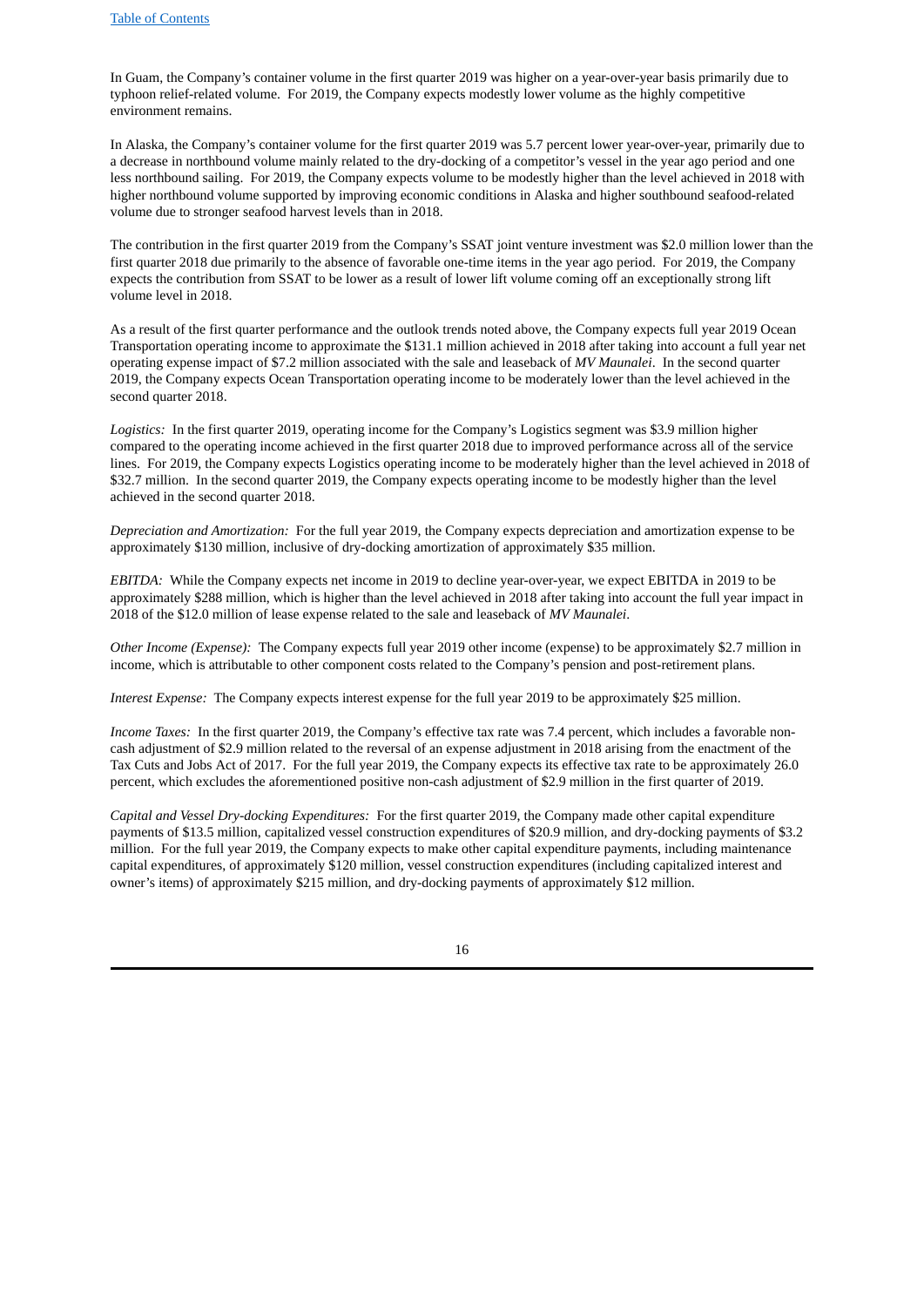In Guam, the Company's container volume in the first quarter 2019 was higher on a year-over-year basis primarily due to typhoon relief-related volume. For 2019, the Company expects modestly lower volume as the highly competitive environment remains.

In Alaska, the Company's container volume for the first quarter 2019 was 5.7 percent lower year-over-year, primarily due to a decrease in northbound volume mainly related to the dry-docking of a competitor's vessel in the year ago period and one less northbound sailing. For 2019, the Company expects volume to be modestly higher than the level achieved in 2018 with higher northbound volume supported by improving economic conditions in Alaska and higher southbound seafood-related volume due to stronger seafood harvest levels than in 2018.

The contribution in the first quarter 2019 from the Company's SSAT joint venture investment was $2.0 million lower than the first quarter 2018 due primarily to the absence of favorable one-time items in the year ago period. For 2019, the Company expects the contribution from SSAT to be lower as a result of lower lift volume coming off an exceptionally strong lift volume level in 2018.

As a result of the first quarter performance and the outlook trends noted above, the Company expects full year 2019 Ocean Transportation operating income to approximate the $131.1 million achieved in 2018 after taking into account a full year net operating expense impact of $7.2 million associated with the sale and leaseback of *MV Maunalei*. In the second quarter 2019, the Company expects Ocean Transportation operating income to be moderately lower than the level achieved in the second quarter 2018.

*Logistics:* In the first quarter 2019, operating income for the Company's Logistics segment was $3.9 million higher compared to the operating income achieved in the first quarter 2018 due to improved performance across all of the service lines. For 2019, the Company expects Logistics operating income to be moderately higher than the level achieved in 2018 of $32.7 million. In the second quarter 2019, the Company expects operating income to be modestly higher than the level achieved in the second quarter 2018.

*Depreciation and Amortization:* For the full year 2019, the Company expects depreciation and amortization expense to be approximately $130 million, inclusive of dry-docking amortization of approximately $35 million.

*EBITDA:* While the Company expects net income in 2019 to decline year-over-year, we expect EBITDA in 2019 to be approximately $288 million, which is higher than the level achieved in 2018 after taking into account the full year impact in 2018 of the $12.0 million of lease expense related to the sale and leaseback of *MV Maunalei*.

*Other Income (Expense):* The Company expects full year 2019 other income (expense) to be approximately $2.7 million in income, which is attributable to other component costs related to the Company's pension and post-retirement plans.

*Interest Expense:* The Company expects interest expense for the full year 2019 to be approximately $25 million.

*Income Taxes:* In the first quarter 2019, the Company's effective tax rate was 7.4 percent, which includes a favorable non-cash adjustment of $2.9 million related to the reversal of an expense adjustment in 2018 arising from the enactment of the Tax Cuts and Jobs Act of 2017. For the full year 2019, the Company expects its effective tax rate to be approximately 26.0 percent, which excludes the aforementioned positive non-cash adjustment of $2.9 million in the first quarter of 2019.

*Capital and Vessel Dry-docking Expenditures:* For the first quarter 2019, the Company made other capital expenditure payments of $13.5 million, capitalized vessel construction expenditures of $20.9 million, and dry-docking payments of $3.2 million. For the full year 2019, the Company expects to make other capital expenditure payments, including maintenance capital expenditures, of approximately $120 million, vessel construction expenditures (including capitalized interest and owner's items) of approximately $215 million, and dry-docking payments of approximately $12 million.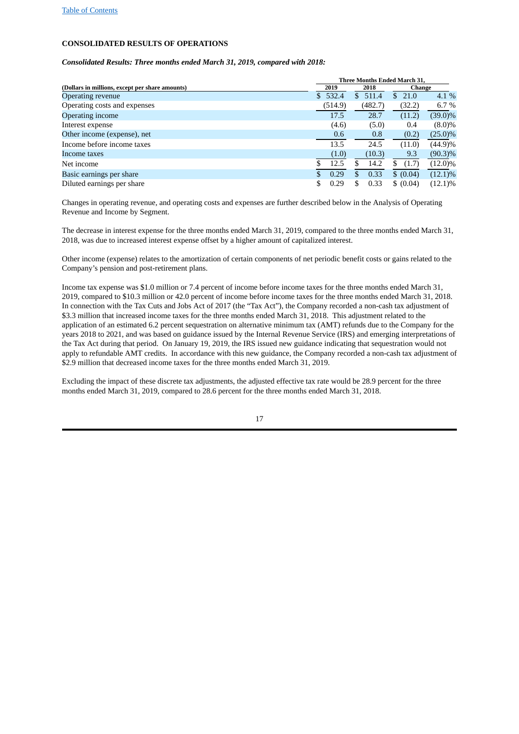## CONSOLIDATED RESULTS OF OPERATIONS

***Consolidated Results: Three months ended March 31, 2019, compared with 2018:***

| (Dollars in millions, except per share amounts) | Three Months Ended March 31, | | | |
|---|---|---|---|---|
| | 2019 | 2018 | Change | |
| Operating revenue | $ 532.4 | $ 511.4 | $ 21.0 | 4.1 % |
| Operating costs and expenses | (514.9) | (482.7) | (32.2) | 6.7 % |
| Operating income | 17.5 | 28.7 | (11.2) | (39.0)% |
| Interest expense | (4.6) | (5.0) | 0.4 | (8.0)% |
| Other income (expense), net | 0.6 | 0.8 | (0.2) | (25.0)% |
| Income before income taxes | 13.5 | 24.5 | (11.0) | (44.9)% |
| Income taxes | (1.0) | (10.3) | 9.3 | (90.3)% |
| Net income | $ 12.5 | $ 14.2 | $ (1.7) | (12.0)% |
| Basic earnings per share | $ 0.29 | $ 0.33 | $ (0.04) | (12.1)% |
| Diluted earnings per share | $ 0.29 | $ 0.33 | $ (0.04) | (12.1)% |

Changes in operating revenue, and operating costs and expenses are further described below in the Analysis of Operating Revenue and Income by Segment.

The decrease in interest expense for the three months ended March 31, 2019, compared to the three months ended March 31, 2018, was due to increased interest expense offset by a higher amount of capitalized interest.

Other income (expense) relates to the amortization of certain components of net periodic benefit costs or gains related to the Company's pension and post-retirement plans.

Income tax expense was $1.0 million or 7.4 percent of income before income taxes for the three months ended March 31, 2019, compared to $10.3 million or 42.0 percent of income before income taxes for the three months ended March 31, 2018. In connection with the Tax Cuts and Jobs Act of 2017 (the "Tax Act"), the Company recorded a non-cash tax adjustment of $3.3 million that increased income taxes for the three months ended March 31, 2018. This adjustment related to the application of an estimated 6.2 percent sequestration on alternative minimum tax (AMT) refunds due to the Company for the years 2018 to 2021, and was based on guidance issued by the Internal Revenue Service (IRS) and emerging interpretations of the Tax Act during that period. On January 19, 2019, the IRS issued new guidance indicating that sequestration would not apply to refundable AMT credits. In accordance with this new guidance, the Company recorded a non-cash tax adjustment of $2.9 million that decreased income taxes for the three months ended March 31, 2019.

Excluding the impact of these discrete tax adjustments, the adjusted effective tax rate would be 28.9 percent for the three months ended March 31, 2019, compared to 28.6 percent for the three months ended March 31, 2018.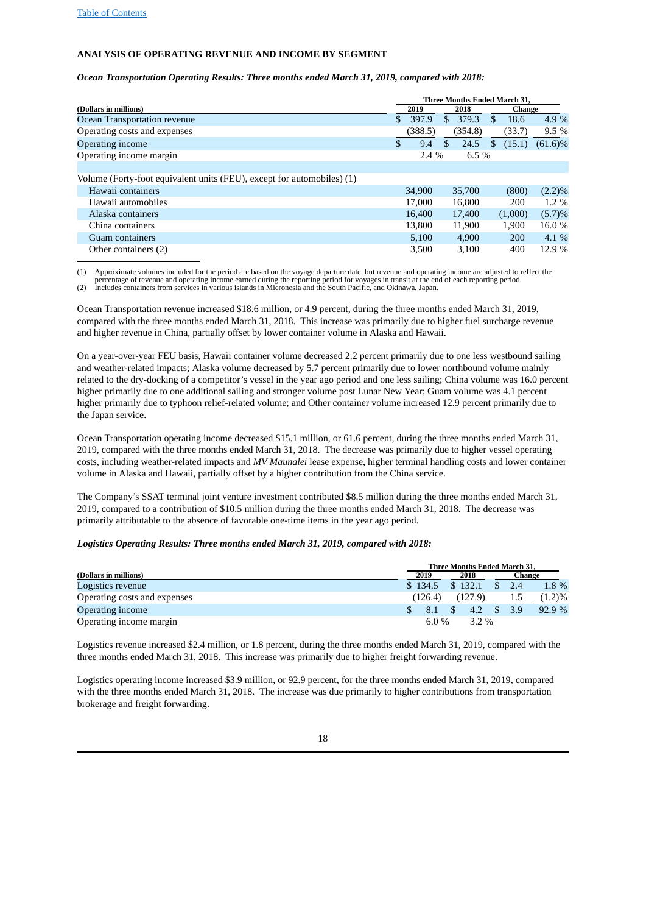## ANALYSIS OF OPERATING REVENUE AND INCOME BY SEGMENT

***Ocean Transportation Operating Results: Three months ended March 31, 2019, compared with 2018:***

| | Three Months Ended March 31, | | | |
|---|---|---|---|---|
| **(Dollars in millions)** | **2019** | **2018** | **Change** | |
| Ocean Transportation revenue | $ 397.9 | $ 379.3 | $ 18.6 | 4.9 % |
| Operating costs and expenses | (388.5) | (354.8) | (33.7) | 9.5 % |
| Operating income | $ 9.4 | $ 24.5 | $ (15.1) | (61.6)% |
| Operating income margin | 2.4 % | 6.5 % | | |
| | | | | |
| Volume (Forty-foot equivalent units (FEU), except for automobiles) (1) | | | | |
| Hawaii containers | 34,900 | 35,700 | (800) | (2.2)% |
| Hawaii automobiles | 17,000 | 16,800 | 200 | 1.2 % |
| Alaska containers | 16,400 | 17,400 | (1,000) | (5.7)% |
| China containers | 13,800 | 11,900 | 1,900 | 16.0 % |
| Guam containers | 5,100 | 4,900 | 200 | 4.1 % |
| Other containers (2) | 3,500 | 3,100 | 400 | 12.9 % |

(1) Approximate volumes included for the period are based on the voyage departure date, but revenue and operating income are adjusted to reflect the percentage of revenue and operating income earned during the reporting period for voyages in transit at the end of each reporting period.
(2) Includes containers from services in various islands in Micronesia and the South Pacific, and Okinawa, Japan.

Ocean Transportation revenue increased $18.6 million, or 4.9 percent, during the three months ended March 31, 2019, compared with the three months ended March 31, 2018. This increase was primarily due to higher fuel surcharge revenue and higher revenue in China, partially offset by lower container volume in Alaska and Hawaii.

On a year-over-year FEU basis, Hawaii container volume decreased 2.2 percent primarily due to one less westbound sailing and weather-related impacts; Alaska volume decreased by 5.7 percent primarily due to lower northbound volume mainly related to the dry-docking of a competitor's vessel in the year ago period and one less sailing; China volume was 16.0 percent higher primarily due to one additional sailing and stronger volume post Lunar New Year; Guam volume was 4.1 percent higher primarily due to typhoon relief-related volume; and Other container volume increased 12.9 percent primarily due to the Japan service.

Ocean Transportation operating income decreased $15.1 million, or 61.6 percent, during the three months ended March 31, 2019, compared with the three months ended March 31, 2018. The decrease was primarily due to higher vessel operating costs, including weather-related impacts and *MV Maunalei* lease expense, higher terminal handling costs and lower container volume in Alaska and Hawaii, partially offset by a higher contribution from the China service.

The Company's SSAT terminal joint venture investment contributed $8.5 million during the three months ended March 31, 2019, compared to a contribution of $10.5 million during the three months ended March 31, 2018. The decrease was primarily attributable to the absence of favorable one-time items in the year ago period.

***Logistics Operating Results: Three months ended March 31, 2019, compared with 2018:***

| | Three Months Ended March 31, | | | |
|---|---|---|---|---|
| **(Dollars in millions)** | **2019** | **2018** | **Change** | |
| Logistics revenue | $ 134.5 | $ 132.1 | $ 2.4 | 1.8 % |
| Operating costs and expenses | (126.4) | (127.9) | 1.5 | (1.2)% |
| Operating income | $ 8.1 | $ 4.2 | $ 3.9 | 92.9 % |
| Operating income margin | 6.0 % | 3.2 % | | |

Logistics revenue increased $2.4 million, or 1.8 percent, during the three months ended March 31, 2019, compared with the three months ended March 31, 2018. This increase was primarily due to higher freight forwarding revenue.

Logistics operating income increased $3.9 million, or 92.9 percent, for the three months ended March 31, 2019, compared with the three months ended March 31, 2018. The increase was due primarily to higher contributions from transportation brokerage and freight forwarding.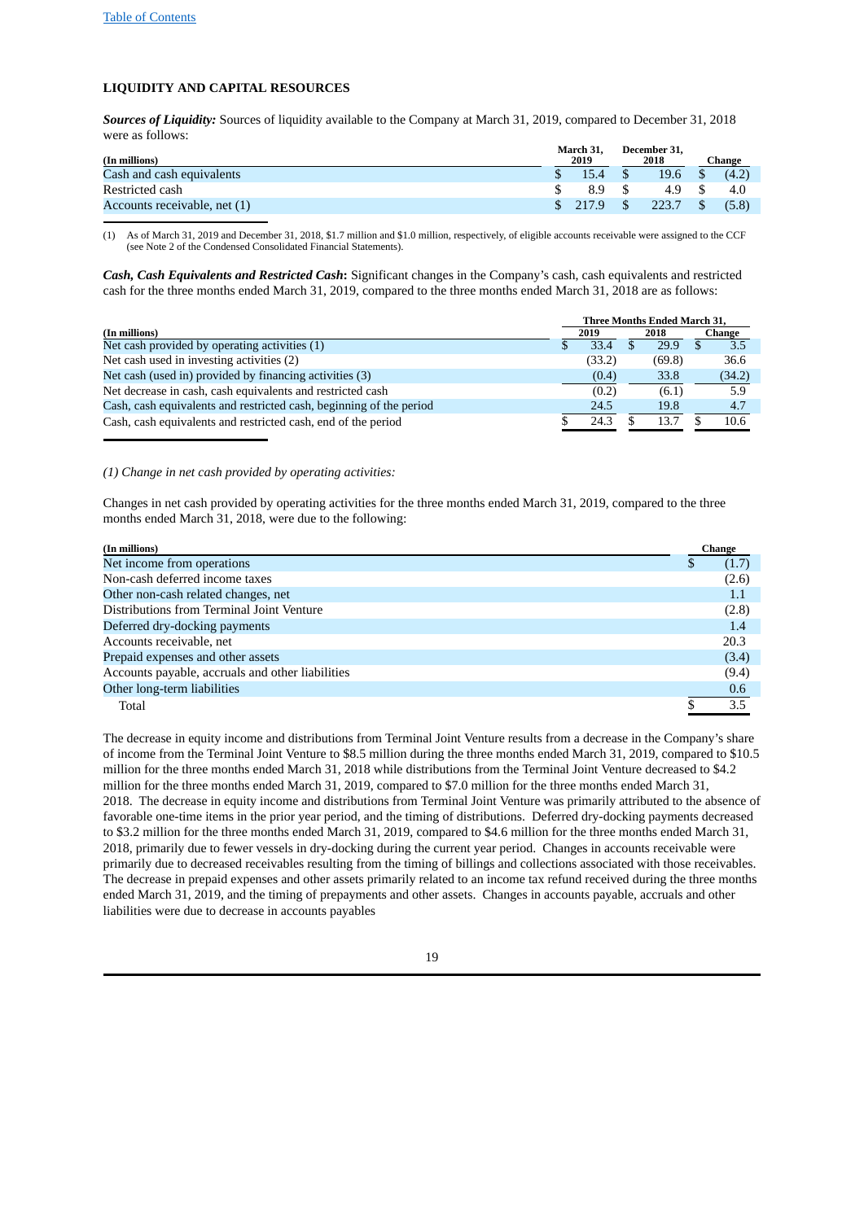## LIQUIDITY AND CAPITAL RESOURCES

***Sources of Liquidity:*** Sources of liquidity available to the Company at March 31, 2019, compared to December 31, 2018 were as follows:

| (In millions) | March 31, 2019 | December 31, 2018 | Change |
|---|---|---|---|
| Cash and cash equivalents | $ 15.4 | $ 19.6 | $ (4.2) |
| Restricted cash | $ 8.9 | $ 4.9 | $ 4.0 |
| Accounts receivable, net (1) | $ 217.9 | $ 223.7 | $ (5.8) |

(1) As of March 31, 2019 and December 31, 2018, $1.7 million and $1.0 million, respectively, of eligible accounts receivable were assigned to the CCF (see Note 2 of the Condensed Consolidated Financial Statements).

***Cash, Cash Equivalents and Restricted Cash*:** Significant changes in the Company's cash, cash equivalents and restricted cash for the three months ended March 31, 2019, compared to the three months ended March 31, 2018 are as follows:

| | Three Months Ended March 31, | | |
|---|---|---|---|
| (In millions) | 2019 | 2018 | Change |
| Net cash provided by operating activities (1) | $ 33.4 | $ 29.9 | $ 3.5 |
| Net cash used in investing activities (2) | (33.2) | (69.8) | 36.6 |
| Net cash (used in) provided by financing activities (3) | (0.4) | 33.8 | (34.2) |
| Net decrease in cash, cash equivalents and restricted cash | (0.2) | (6.1) | 5.9 |
| Cash, cash equivalents and restricted cash, beginning of the period | 24.5 | 19.8 | 4.7 |
| Cash, cash equivalents and restricted cash, end of the period | $ 24.3 | $ 13.7 | $ 10.6 |

*(1) Change in net cash provided by operating activities:*

Changes in net cash provided by operating activities for the three months ended March 31, 2019, compared to the three months ended March 31, 2018, were due to the following:

| (In millions) | Change |
|---|---|
| Net income from operations | $ (1.7) |
| Non-cash deferred income taxes | (2.6) |
| Other non-cash related changes, net | 1.1 |
| Distributions from Terminal Joint Venture | (2.8) |
| Deferred dry-docking payments | 1.4 |
| Accounts receivable, net | 20.3 |
| Prepaid expenses and other assets | (3.4) |
| Accounts payable, accruals and other liabilities | (9.4) |
| Other long-term liabilities | 0.6 |
| Total | $ 3.5 |

The decrease in equity income and distributions from Terminal Joint Venture results from a decrease in the Company's share of income from the Terminal Joint Venture to $8.5 million during the three months ended March 31, 2019, compared to $10.5 million for the three months ended March 31, 2018 while distributions from the Terminal Joint Venture decreased to $4.2 million for the three months ended March 31, 2019, compared to $7.0 million for the three months ended March 31, 2018. The decrease in equity income and distributions from Terminal Joint Venture was primarily attributed to the absence of favorable one-time items in the prior year period, and the timing of distributions. Deferred dry-docking payments decreased to $3.2 million for the three months ended March 31, 2019, compared to $4.6 million for the three months ended March 31, 2018, primarily due to fewer vessels in dry-docking during the current year period. Changes in accounts receivable were primarily due to decreased receivables resulting from the timing of billings and collections associated with those receivables. The decrease in prepaid expenses and other assets primarily related to an income tax refund received during the three months ended March 31, 2019, and the timing of prepayments and other assets. Changes in accounts payable, accruals and other liabilities were due to decrease in accounts payables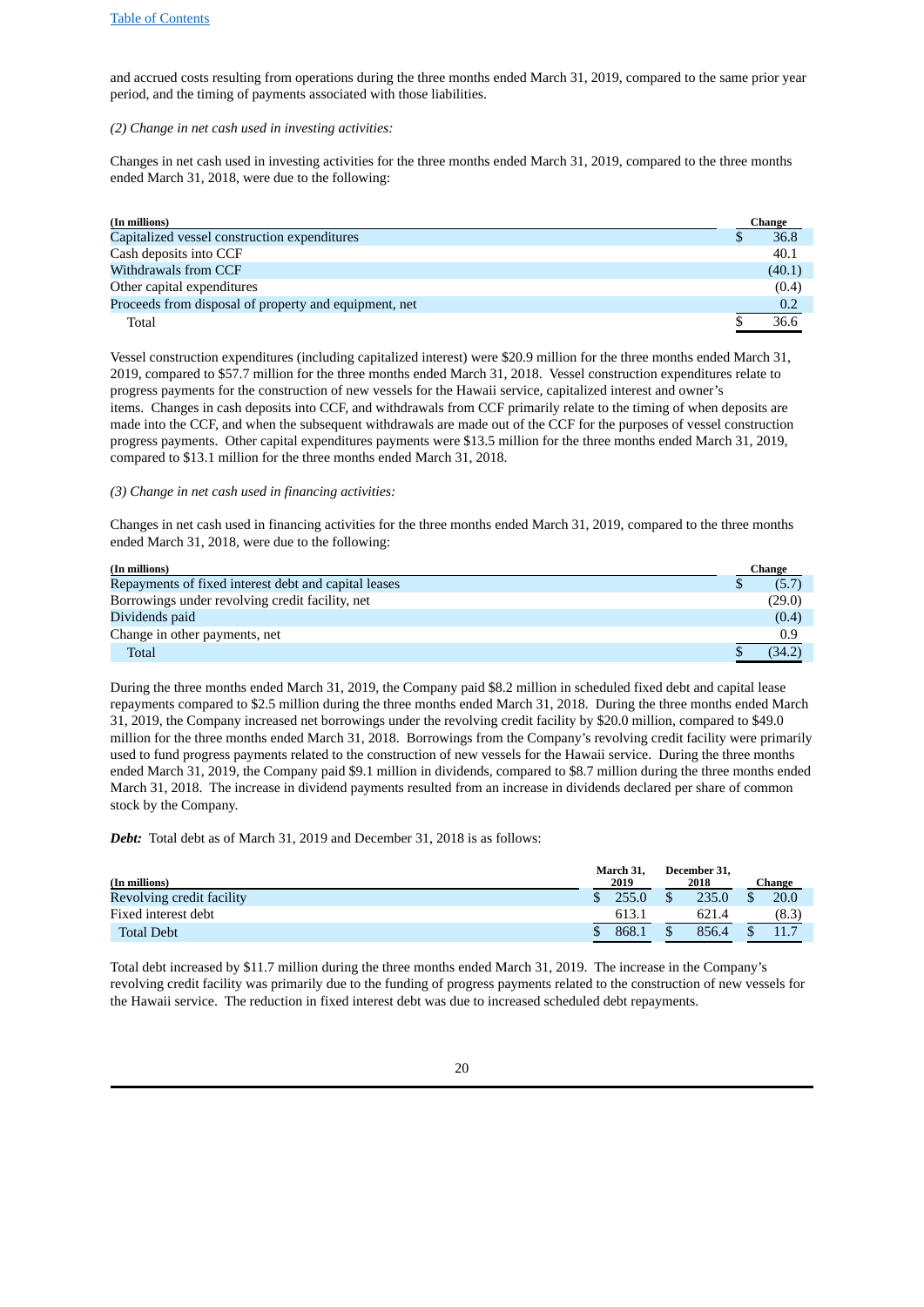and accrued costs resulting from operations during the three months ended March 31, 2019, compared to the same prior year period, and the timing of payments associated with those liabilities.

*(2) Change in net cash used in investing activities:*

Changes in net cash used in investing activities for the three months ended March 31, 2019, compared to the three months ended March 31, 2018, were due to the following:

| (In millions) | Change |
|---|---|
| Capitalized vessel construction expenditures | $ 36.8 |
| Cash deposits into CCF | 40.1 |
| Withdrawals from CCF | (40.1) |
| Other capital expenditures | (0.4) |
| Proceeds from disposal of property and equipment, net | 0.2 |
| Total | $ 36.6 |

Vessel construction expenditures (including capitalized interest) were $20.9 million for the three months ended March 31, 2019, compared to $57.7 million for the three months ended March 31, 2018. Vessel construction expenditures relate to progress payments for the construction of new vessels for the Hawaii service, capitalized interest and owner's items. Changes in cash deposits into CCF, and withdrawals from CCF primarily relate to the timing of when deposits are made into the CCF, and when the subsequent withdrawals are made out of the CCF for the purposes of vessel construction progress payments. Other capital expenditures payments were $13.5 million for the three months ended March 31, 2019, compared to $13.1 million for the three months ended March 31, 2018.

*(3) Change in net cash used in financing activities:*

Changes in net cash used in financing activities for the three months ended March 31, 2019, compared to the three months ended March 31, 2018, were due to the following:

| (In millions) | Change |
|---|---|
| Repayments of fixed interest debt and capital leases | $ (5.7) |
| Borrowings under revolving credit facility, net | (29.0) |
| Dividends paid | (0.4) |
| Change in other payments, net | 0.9 |
| Total | $ (34.2) |

During the three months ended March 31, 2019, the Company paid $8.2 million in scheduled fixed debt and capital lease repayments compared to $2.5 million during the three months ended March 31, 2018. During the three months ended March 31, 2019, the Company increased net borrowings under the revolving credit facility by $20.0 million, compared to $49.0 million for the three months ended March 31, 2018. Borrowings from the Company's revolving credit facility were primarily used to fund progress payments related to the construction of new vessels for the Hawaii service. During the three months ended March 31, 2019, the Company paid $9.1 million in dividends, compared to $8.7 million during the three months ended March 31, 2018. The increase in dividend payments resulted from an increase in dividends declared per share of common stock by the Company.

***Debt:*** Total debt as of March 31, 2019 and December 31, 2018 is as follows:

| (In millions) | March 31, 2019 | December 31, 2018 | Change |
|---|---|---|---|
| Revolving credit facility | $ 255.0 | $ 235.0 | $ 20.0 |
| Fixed interest debt | 613.1 | 621.4 | (8.3) |
| Total Debt | $ 868.1 | $ 856.4 | $ 11.7 |

Total debt increased by $11.7 million during the three months ended March 31, 2019. The increase in the Company's revolving credit facility was primarily due to the funding of progress payments related to the construction of new vessels for the Hawaii service. The reduction in fixed interest debt was due to increased scheduled debt repayments.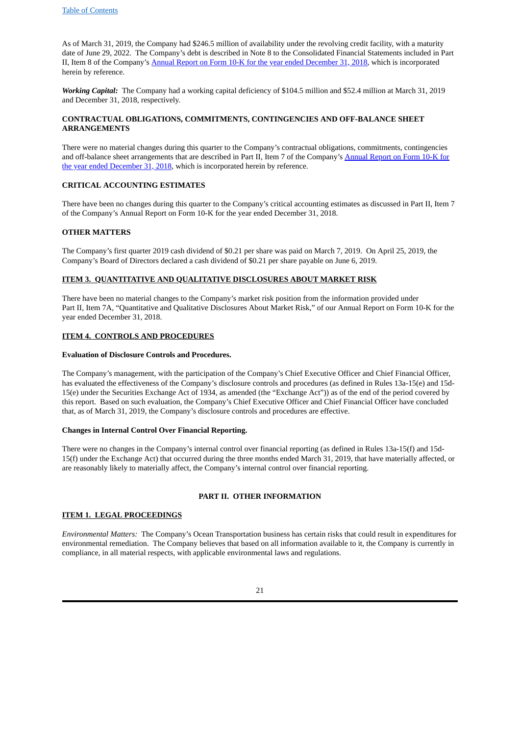As of March 31, 2019, the Company had $246.5 million of availability under the revolving credit facility, with a maturity date of June 29, 2022. The Company's debt is described in Note 8 to the Consolidated Financial Statements included in Part II, Item 8 of the Company's Annual Report on Form 10-K for the year ended December 31, 2018, which is incorporated herein by reference.

***Working Capital:*** The Company had a working capital deficiency of $104.5 million and $52.4 million at March 31, 2019 and December 31, 2018, respectively.

**CONTRACTUAL OBLIGATIONS, COMMITMENTS, CONTINGENCIES AND OFF-BALANCE SHEET ARRANGEMENTS**

There were no material changes during this quarter to the Company's contractual obligations, commitments, contingencies and off-balance sheet arrangements that are described in Part II, Item 7 of the Company's Annual Report on Form 10-K for the year ended December 31, 2018, which is incorporated herein by reference.

**CRITICAL ACCOUNTING ESTIMATES**

There have been no changes during this quarter to the Company's critical accounting estimates as discussed in Part II, Item 7 of the Company's Annual Report on Form 10-K for the year ended December 31, 2018.

**OTHER MATTERS**

The Company's first quarter 2019 cash dividend of $0.21 per share was paid on March 7, 2019. On April 25, 2019, the Company's Board of Directors declared a cash dividend of $0.21 per share payable on June 6, 2019.

## ITEM 3. QUANTITATIVE AND QUALITATIVE DISCLOSURES ABOUT MARKET RISK

There have been no material changes to the Company's market risk position from the information provided under Part II, Item 7A, "Quantitative and Qualitative Disclosures About Market Risk," of our Annual Report on Form 10-K for the year ended December 31, 2018.

## ITEM 4. CONTROLS AND PROCEDURES

**Evaluation of Disclosure Controls and Procedures.**

The Company's management, with the participation of the Company's Chief Executive Officer and Chief Financial Officer, has evaluated the effectiveness of the Company's disclosure controls and procedures (as defined in Rules 13a-15(e) and 15d-15(e) under the Securities Exchange Act of 1934, as amended (the "Exchange Act")) as of the end of the period covered by this report. Based on such evaluation, the Company's Chief Executive Officer and Chief Financial Officer have concluded that, as of March 31, 2019, the Company's disclosure controls and procedures are effective.

**Changes in Internal Control Over Financial Reporting.**

There were no changes in the Company's internal control over financial reporting (as defined in Rules 13a-15(f) and 15d-15(f) under the Exchange Act) that occurred during the three months ended March 31, 2019, that have materially affected, or are reasonably likely to materially affect, the Company's internal control over financial reporting.

# PART II. OTHER INFORMATION

## ITEM 1. LEGAL PROCEEDINGS

*Environmental Matters:* The Company's Ocean Transportation business has certain risks that could result in expenditures for environmental remediation. The Company believes that based on all information available to it, the Company is currently in compliance, in all material respects, with applicable environmental laws and regulations.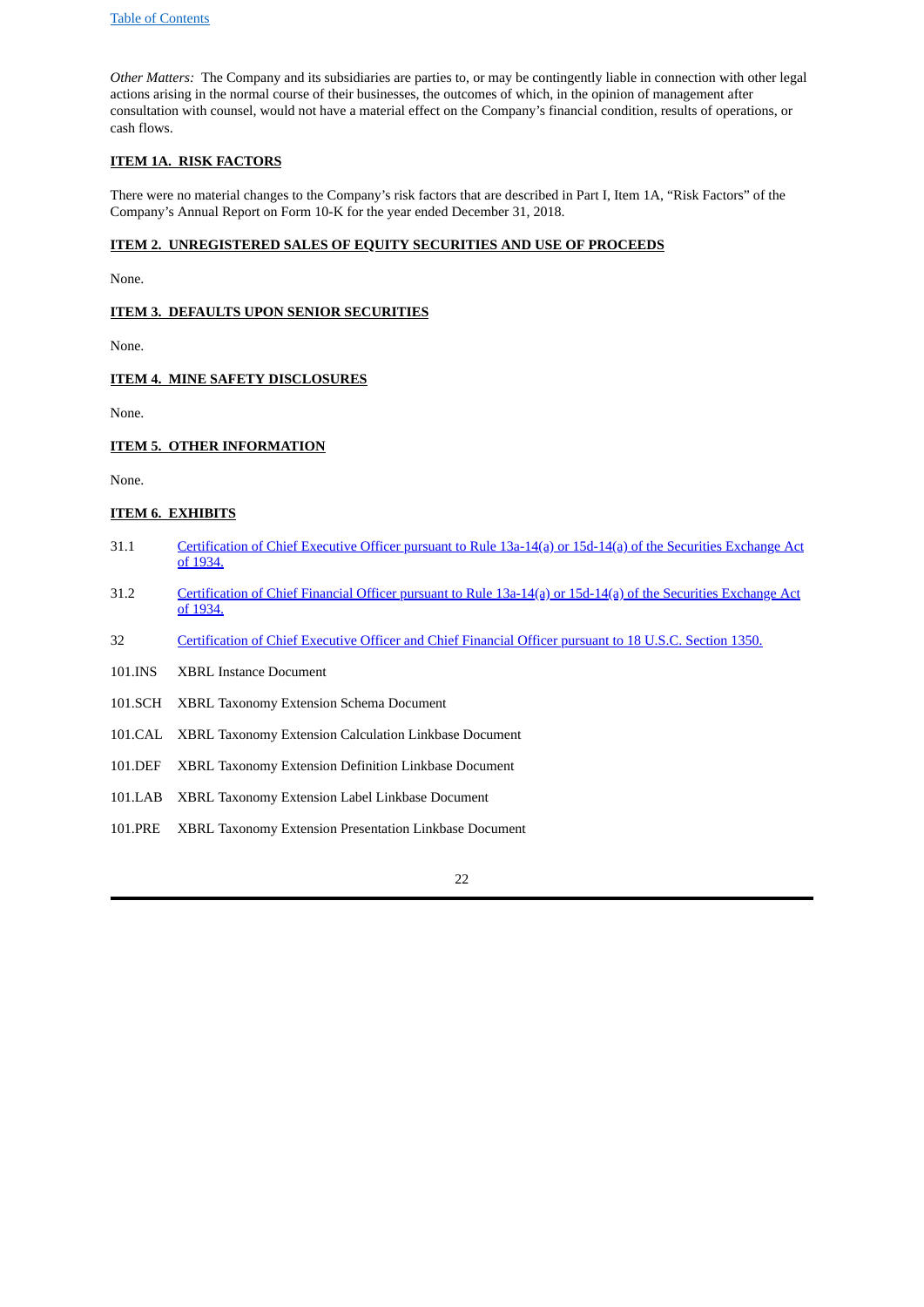*Other Matters:* The Company and its subsidiaries are parties to, or may be contingently liable in connection with other legal actions arising in the normal course of their businesses, the outcomes of which, in the opinion of management after consultation with counsel, would not have a material effect on the Company's financial condition, results of operations, or cash flows.

## ITEM 1A. RISK FACTORS

There were no material changes to the Company's risk factors that are described in Part I, Item 1A, "Risk Factors" of the Company's Annual Report on Form 10-K for the year ended December 31, 2018.

## ITEM 2. UNREGISTERED SALES OF EQUITY SECURITIES AND USE OF PROCEEDS

None.

## ITEM 3. DEFAULTS UPON SENIOR SECURITIES

None.

## ITEM 4. MINE SAFETY DISCLOSURES

None.

## ITEM 5. OTHER INFORMATION

None.

## ITEM 6. EXHIBITS

| | |
|---|---|
| 31.1 | Certification of Chief Executive Officer pursuant to Rule 13a-14(a) or 15d-14(a) of the Securities Exchange Act of 1934. |
| 31.2 | Certification of Chief Financial Officer pursuant to Rule 13a-14(a) or 15d-14(a) of the Securities Exchange Act of 1934. |
| 32 | Certification of Chief Executive Officer and Chief Financial Officer pursuant to 18 U.S.C. Section 1350. |
| 101.INS | XBRL Instance Document |
| 101.SCH | XBRL Taxonomy Extension Schema Document |
| 101.CAL | XBRL Taxonomy Extension Calculation Linkbase Document |
| 101.DEF | XBRL Taxonomy Extension Definition Linkbase Document |
| 101.LAB | XBRL Taxonomy Extension Label Linkbase Document |
| 101.PRE | XBRL Taxonomy Extension Presentation Linkbase Document |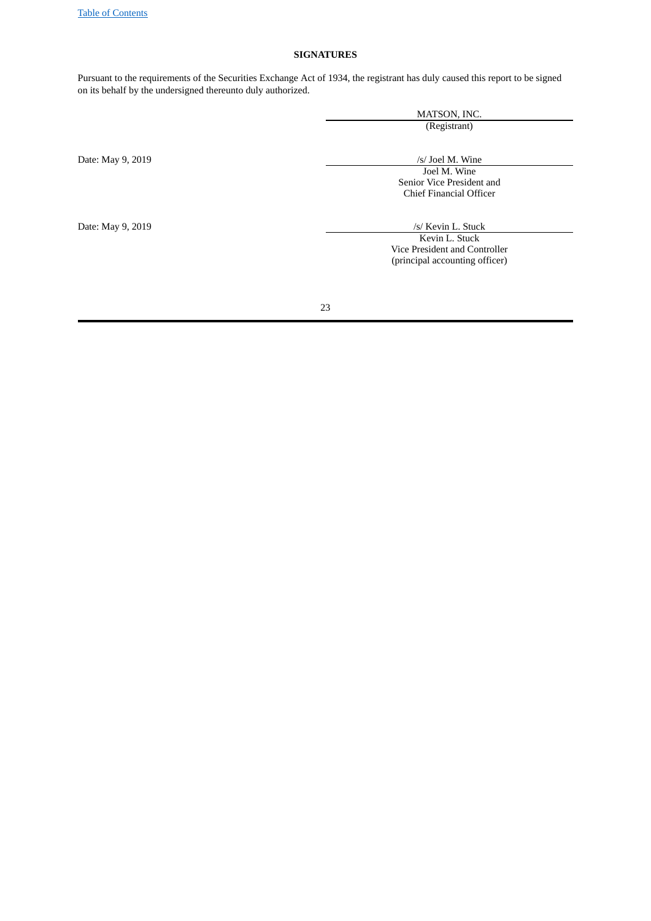# SIGNATURES

Pursuant to the requirements of the Securities Exchange Act of 1934, the registrant has duly caused this report to be signed on its behalf by the undersigned thereunto duly authorized.

MATSON, INC.
(Registrant)

Date: May 9, 2019

/s/ Joel M. Wine
Joel M. Wine
Senior Vice President and
Chief Financial Officer

Date: May 9, 2019

/s/ Kevin L. Stuck
Kevin L. Stuck
Vice President and Controller
(principal accounting officer)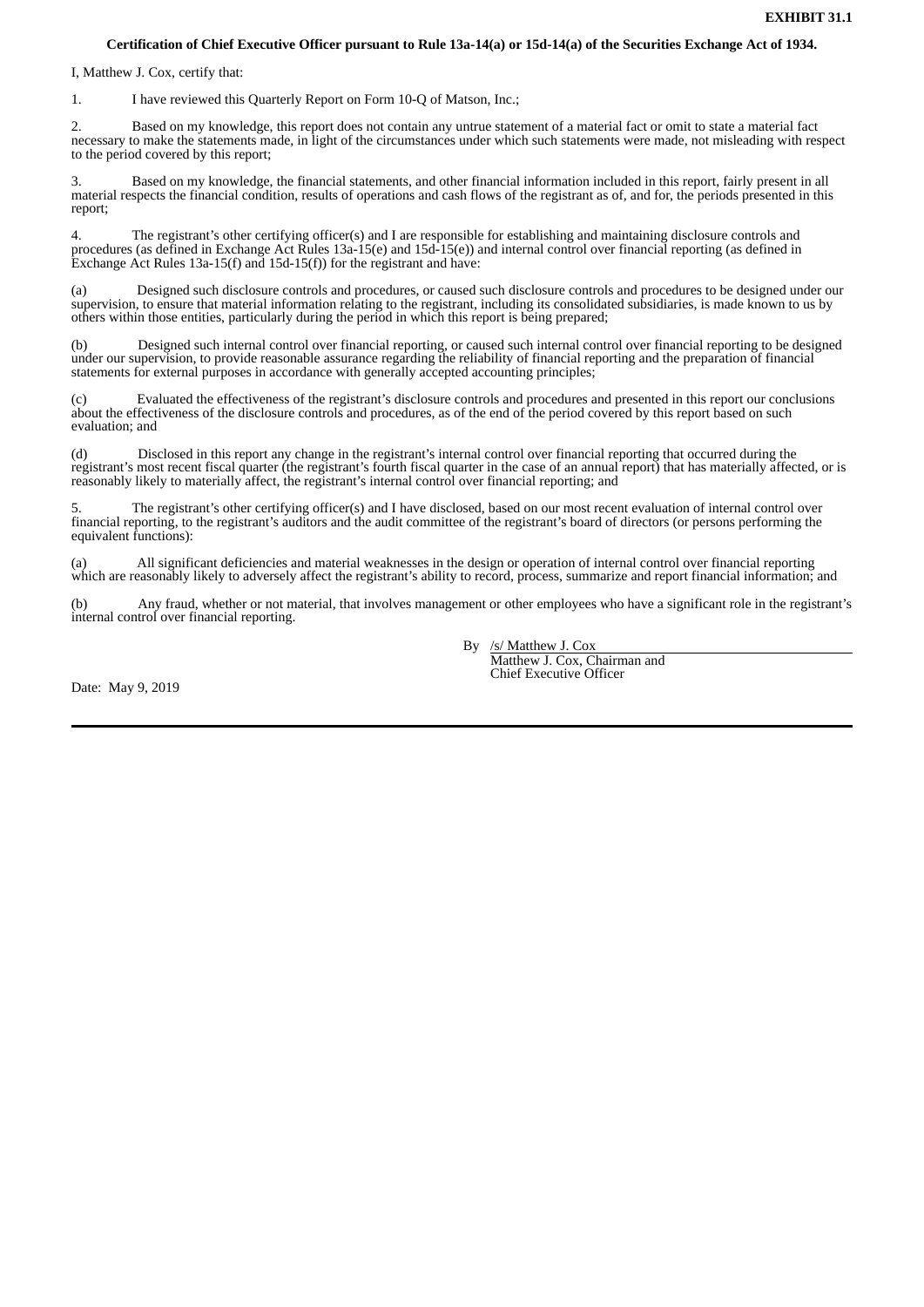**EXHIBIT 31.1**

**Certification of Chief Executive Officer pursuant to Rule 13a-14(a) or 15d-14(a) of the Securities Exchange Act of 1934.**

I, Matthew J. Cox, certify that:

1. I have reviewed this Quarterly Report on Form 10-Q of Matson, Inc.;

2. Based on my knowledge, this report does not contain any untrue statement of a material fact or omit to state a material fact necessary to make the statements made, in light of the circumstances under which such statements were made, not misleading with respect to the period covered by this report;

3. Based on my knowledge, the financial statements, and other financial information included in this report, fairly present in all material respects the financial condition, results of operations and cash flows of the registrant as of, and for, the periods presented in this report;

4. The registrant's other certifying officer(s) and I are responsible for establishing and maintaining disclosure controls and procedures (as defined in Exchange Act Rules 13a-15(e) and 15d-15(e)) and internal control over financial reporting (as defined in Exchange Act Rules 13a-15(f) and 15d-15(f)) for the registrant and have:

(a) Designed such disclosure controls and procedures, or caused such disclosure controls and procedures to be designed under our supervision, to ensure that material information relating to the registrant, including its consolidated subsidiaries, is made known to us by others within those entities, particularly during the period in which this report is being prepared;

(b) Designed such internal control over financial reporting, or caused such internal control over financial reporting to be designed under our supervision, to provide reasonable assurance regarding the reliability of financial reporting and the preparation of financial statements for external purposes in accordance with generally accepted accounting principles;

(c) Evaluated the effectiveness of the registrant's disclosure controls and procedures and presented in this report our conclusions about the effectiveness of the disclosure controls and procedures, as of the end of the period covered by this report based on such evaluation; and

(d) Disclosed in this report any change in the registrant's internal control over financial reporting that occurred during the registrant's most recent fiscal quarter (the registrant's fourth fiscal quarter in the case of an annual report) that has materially affected, or is reasonably likely to materially affect, the registrant's internal control over financial reporting; and

5. The registrant's other certifying officer(s) and I have disclosed, based on our most recent evaluation of internal control over financial reporting, to the registrant's auditors and the audit committee of the registrant's board of directors (or persons performing the equivalent functions):

(a) All significant deficiencies and material weaknesses in the design or operation of internal control over financial reporting which are reasonably likely to adversely affect the registrant's ability to record, process, summarize and report financial information; and

(b) Any fraud, whether or not material, that involves management or other employees who have a significant role in the registrant's internal control over financial reporting.

By /s/ Matthew J. Cox
Matthew J. Cox, Chairman and
Chief Executive Officer

Date: May 9, 2019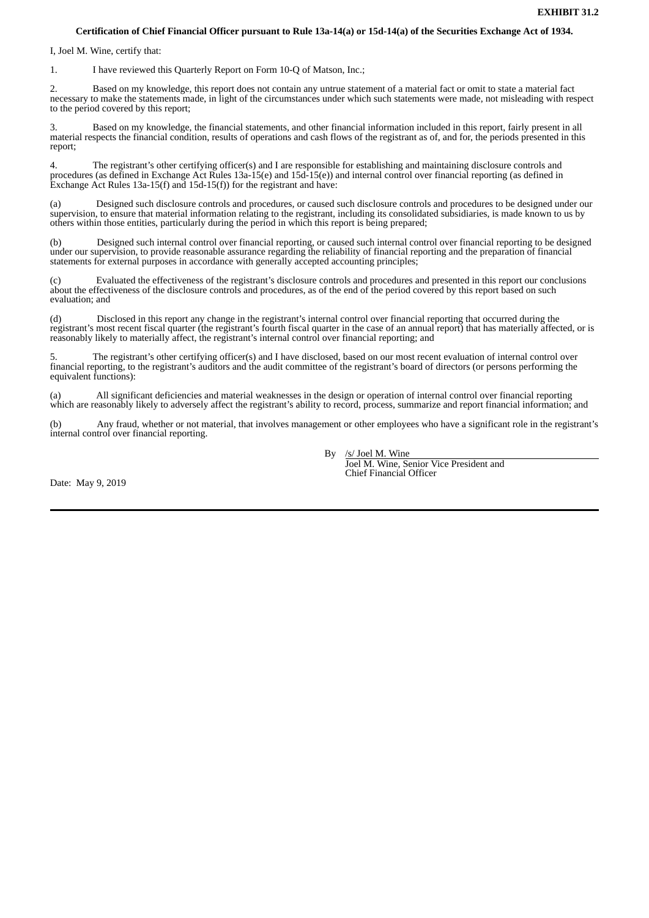**EXHIBIT 31.2**

**Certification of Chief Financial Officer pursuant to Rule 13a-14(a) or 15d-14(a) of the Securities Exchange Act of 1934.**

I, Joel M. Wine, certify that:

1. I have reviewed this Quarterly Report on Form 10-Q of Matson, Inc.;

2. Based on my knowledge, this report does not contain any untrue statement of a material fact or omit to state a material fact necessary to make the statements made, in light of the circumstances under which such statements were made, not misleading with respect to the period covered by this report;

3. Based on my knowledge, the financial statements, and other financial information included in this report, fairly present in all material respects the financial condition, results of operations and cash flows of the registrant as of, and for, the periods presented in this report;

4. The registrant's other certifying officer(s) and I are responsible for establishing and maintaining disclosure controls and procedures (as defined in Exchange Act Rules 13a-15(e) and 15d-15(e)) and internal control over financial reporting (as defined in Exchange Act Rules 13a-15(f) and 15d-15(f)) for the registrant and have:

(a) Designed such disclosure controls and procedures, or caused such disclosure controls and procedures to be designed under our supervision, to ensure that material information relating to the registrant, including its consolidated subsidiaries, is made known to us by others within those entities, particularly during the period in which this report is being prepared;

(b) Designed such internal control over financial reporting, or caused such internal control over financial reporting to be designed under our supervision, to provide reasonable assurance regarding the reliability of financial reporting and the preparation of financial statements for external purposes in accordance with generally accepted accounting principles;

(c) Evaluated the effectiveness of the registrant's disclosure controls and procedures and presented in this report our conclusions about the effectiveness of the disclosure controls and procedures, as of the end of the period covered by this report based on such evaluation; and

(d) Disclosed in this report any change in the registrant's internal control over financial reporting that occurred during the registrant's most recent fiscal quarter (the registrant's fourth fiscal quarter in the case of an annual report) that has materially affected, or is reasonably likely to materially affect, the registrant's internal control over financial reporting; and

5. The registrant's other certifying officer(s) and I have disclosed, based on our most recent evaluation of internal control over financial reporting, to the registrant's auditors and the audit committee of the registrant's board of directors (or persons performing the equivalent functions):

(a) All significant deficiencies and material weaknesses in the design or operation of internal control over financial reporting which are reasonably likely to adversely affect the registrant's ability to record, process, summarize and report financial information; and

(b) Any fraud, whether or not material, that involves management or other employees who have a significant role in the registrant's internal control over financial reporting.

By /s/ Joel M. Wine
Joel M. Wine, Senior Vice President and
Chief Financial Officer

Date: May 9, 2019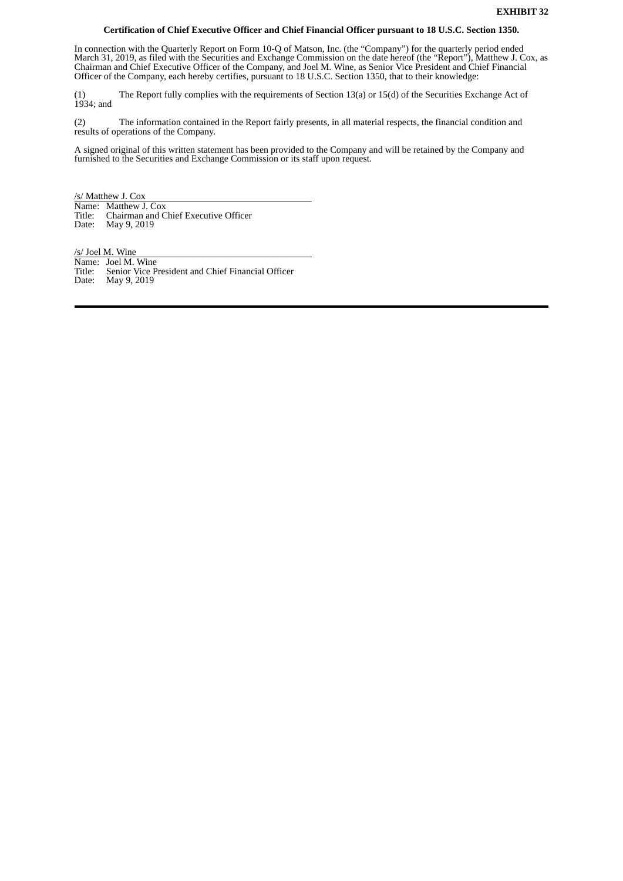**EXHIBIT 32**

**Certification of Chief Executive Officer and Chief Financial Officer pursuant to 18 U.S.C. Section 1350.**

In connection with the Quarterly Report on Form 10-Q of Matson, Inc. (the "Company") for the quarterly period ended March 31, 2019, as filed with the Securities and Exchange Commission on the date hereof (the "Report"), Matthew J. Cox, as Chairman and Chief Executive Officer of the Company, and Joel M. Wine, as Senior Vice President and Chief Financial Officer of the Company, each hereby certifies, pursuant to 18 U.S.C. Section 1350, that to their knowledge:

(1) The Report fully complies with the requirements of Section 13(a) or 15(d) of the Securities Exchange Act of 1934; and

(2) The information contained in the Report fairly presents, in all material respects, the financial condition and results of operations of the Company.

A signed original of this written statement has been provided to the Company and will be retained by the Company and furnished to the Securities and Exchange Commission or its staff upon request.

/s/ Matthew J. Cox

Name: Matthew J. Cox
Title: Chairman and Chief Executive Officer
Date: May 9, 2019

/s/ Joel M. Wine

Name: Joel M. Wine
Title: Senior Vice President and Chief Financial Officer
Date: May 9, 2019